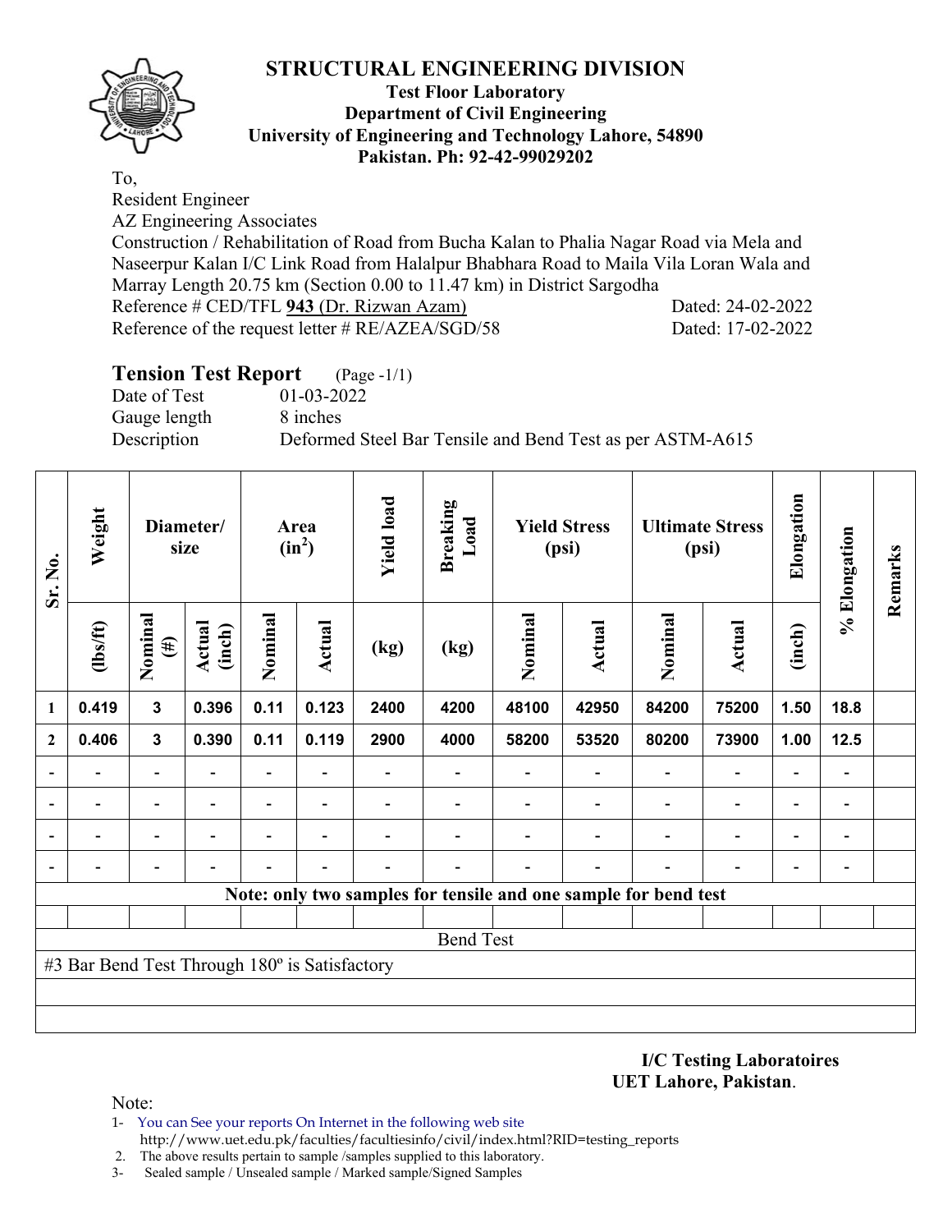# STRUCTURAL ENGINEERING DIVISION

**Test Floor Laboratory**
**Department of Civil Engineering**
**University of Engineering and Technology Lahore, 54890**
**Pakistan. Ph: 92-42-99029202**

To,
Resident Engineer
AZ Engineering Associates
Construction / Rehabilitation of Road from Bucha Kalan to Phalia Nagar Road via Mela and Naseerpur Kalan I/C Link Road from Halalpur Bhabhara Road to Maila Vila Loran Wala and Marray Length 20.75 km (Section 0.00 to 11.47 km) in District Sargodha
Reference # CED/TFL **943** (Dr. Rizwan Azam) Dated: 24-02-2022
Reference of the request letter # RE/AZEA/SGD/58 Dated: 17-02-2022

## Tension Test Report (Page -1/1)

Date of Test 01-03-2022
Gauge length 8 inches
Description Deformed Steel Bar Tensile and Bend Test as per ASTM-A615

| Sr. No. | Weight | Diameter/ size | | Area ($in^2$) | | Yield load | Breaking Load | Yield Stress (psi) | | Ultimate Stress (psi) | | Elongation | % Elongation | Remarks |
|---|---|---|---|---|---|---|---|---|---|---|---|---|---|---|
| | (lbs/ft) | Nominal (#) | Actual (inch) | Nominal | Actual | (kg) | (kg) | Nominal | Actual | Nominal | Actual | (inch) | | |
| 1 | 0.419 | 3 | 0.396 | 0.11 | 0.123 | 2400 | 4200 | 48100 | 42950 | 84200 | 75200 | 1.50 | 18.8 | |
| 2 | 0.406 | 3 | 0.390 | 0.11 | 0.119 | 2900 | 4000 | 58200 | 53520 | 80200 | 73900 | 1.00 | 12.5 | |
| - | - | - | - | - | - | - | - | - | - | - | - | - | - | |
| - | - | - | - | - | - | - | - | - | - | - | - | - | - | |
| - | - | - | - | - | - | - | - | - | - | - | - | - | - | |
| - | - | - | - | - | - | - | - | - | - | - | - | - | - | |
| **Note: only two samples for tensile and one sample for bend test** | | | | | | | | | | | | | | |
| Bend Test | | | | | | | | | | | | | | |
| #3 Bar Bend Test Through 180º is Satisfactory | | | | | | | | | | | | | | |

**I/C Testing Laboratoires**
**UET Lahore, Pakistan**.

Note:
1- You can See your reports On Internet in the following web site http://www.uet.edu.pk/faculties/facultiesinfo/civil/index.html?RID=testing_reports
2. The above results pertain to sample /samples supplied to this laboratory.
3- Sealed sample / Unsealed sample / Marked sample/Signed Samples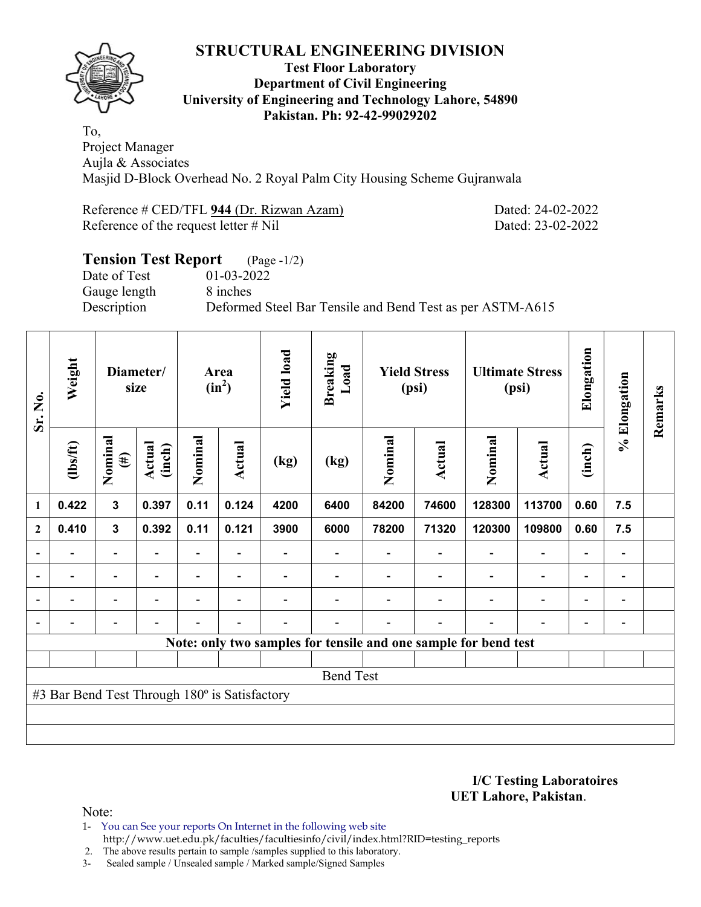# STRUCTURAL ENGINEERING DIVISION

**Test Floor Laboratory**
**Department of Civil Engineering**
**University of Engineering and Technology Lahore, 54890**
**Pakistan. Ph: 92-42-99029202**

To,
Project Manager
Aujla & Associates
Masjid D-Block Overhead No. 2 Royal Palm City Housing Scheme Gujranwala

Reference # CED/TFL **944** (Dr. Rizwan Azam) Dated: 24-02-2022
Reference of the request letter # Nil Dated: 23-02-2022

**Tension Test Report** (Page -1/2)
Date of Test 01-03-2022
Gauge length 8 inches
Description Deformed Steel Bar Tensile and Bend Test as per ASTM-A615

| Sr. No. | Weight | Diameter/ size | | Area ($in^2$) | | Yield load | Breaking Load | Yield Stress (psi) | | Ultimate Stress (psi) | | Elongation | % Elongation | Remarks |
|---|---|---|---|---|---|---|---|---|---|---|---|---|---|---|
| | (lbs/ft) | Nominal (#) | Actual (inch) | Nominal | Actual | (kg) | (kg) | Nominal | Actual | Nominal | Actual | (inch) | | |
| 1 | 0.422 | 3 | 0.397 | 0.11 | 0.124 | 4200 | 6400 | 84200 | 74600 | 128300 | 113700 | 0.60 | 7.5 | |
| 2 | 0.410 | 3 | 0.392 | 0.11 | 0.121 | 3900 | 6000 | 78200 | 71320 | 120300 | 109800 | 0.60 | 7.5 | |
| - | - | - | - | - | - | - | - | - | - | - | - | - | - | |
| - | - | - | - | - | - | - | - | - | - | - | - | - | - | |
| - | - | - | - | - | - | - | - | - | - | - | - | - | - | |
| - | - | - | - | - | - | - | - | - | - | - | - | - | - | |

**Note: only two samples for tensile and one sample for bend test**

Bend Test

#3 Bar Bend Test Through 180º is Satisfactory

**I/C Testing Laboratoires**
**UET Lahore, Pakistan**.

Note:
1- You can See your reports On Internet in the following web site
http://www.uet.edu.pk/faculties/facultiesinfo/civil/index.html?RID=testing_reports
2. The above results pertain to sample /samples supplied to this laboratory.
3- Sealed sample / Unsealed sample / Marked sample/Signed Samples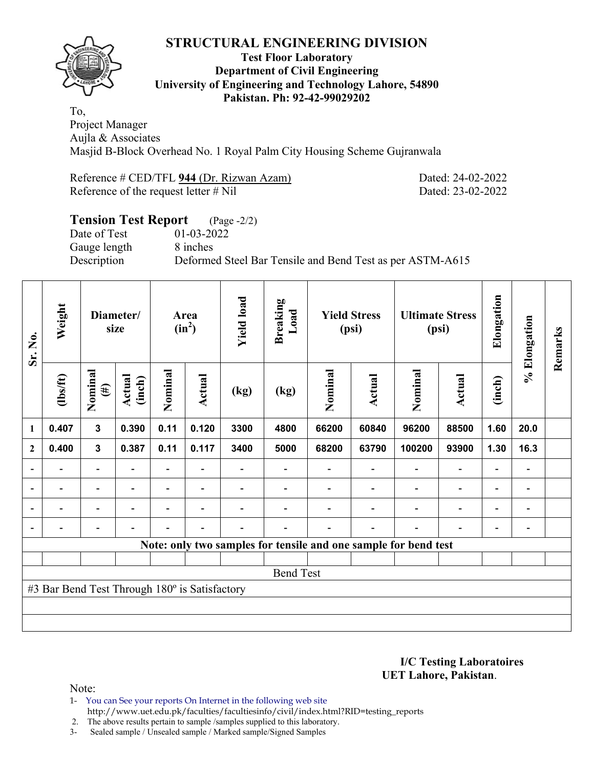# STRUCTURAL ENGINEERING DIVISION

**Test Floor Laboratory**
**Department of Civil Engineering**
**University of Engineering and Technology Lahore, 54890**
**Pakistan. Ph: 92-42-99029202**

To,
Project Manager
Aujla & Associates
Masjid B-Block Overhead No. 1 Royal Palm City Housing Scheme Gujranwala

Reference # CED/TFL **944** (Dr. Rizwan Azam) Dated: 24-02-2022
Reference of the request letter # Nil Dated: 23-02-2022

## Tension Test Report (Page -2/2)

Date of Test 01-03-2022
Gauge length 8 inches
Description Deformed Steel Bar Tensile and Bend Test as per ASTM-A615

| Sr. No. | Weight | Diameter/ size | | Area ($in^2$) | | Yield load | Breaking Load | Yield Stress (psi) | | Ultimate Stress (psi) | | Elongation | % Elongation | Remarks |
|---|---|---|---|---|---|---|---|---|---|---|---|---|---|---|
| | (lbs/ft) | Nominal (#) | Actual (inch) | Nominal | Actual | (kg) | (kg) | Nominal | Actual | Nominal | Actual | (inch) | | |
| 1 | 0.407 | 3 | 0.390 | 0.11 | 0.120 | 3300 | 4800 | 66200 | 60840 | 96200 | 88500 | 1.60 | 20.0 | |
| 2 | 0.400 | 3 | 0.387 | 0.11 | 0.117 | 3400 | 5000 | 68200 | 63790 | 100200 | 93900 | 1.30 | 16.3 | |
| - | - | - | - | - | - | - | - | - | - | - | - | - | - | |
| - | - | - | - | - | - | - | - | - | - | - | - | - | - | |
| - | - | - | - | - | - | - | - | - | - | - | - | - | - | |
| - | - | - | - | - | - | - | - | - | - | - | - | - | - | |

**Note: only two samples for tensile and one sample for bend test**

Bend Test

#3 Bar Bend Test Through 180º is Satisfactory

**I/C Testing Laboratoires**
**UET Lahore, Pakistan**.

Note:

1- You can See your reports On Internet in the following web site
http://www.uet.edu.pk/faculties/facultiesinfo/civil/index.html?RID=testing_reports
2. The above results pertain to sample /samples supplied to this laboratory.
3- Sealed sample / Unsealed sample / Marked sample/Signed Samples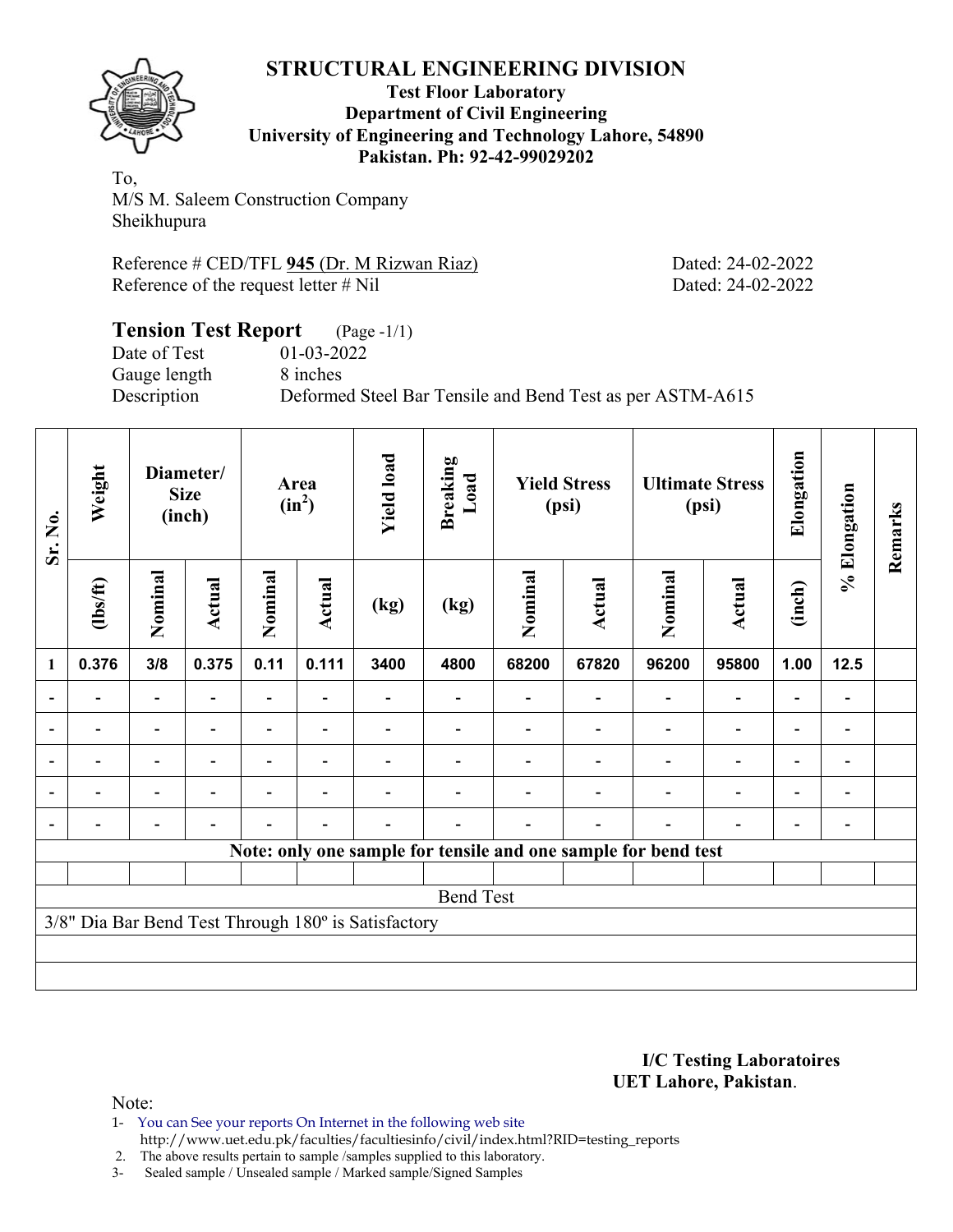# STRUCTURAL ENGINEERING DIVISION

**Test Floor Laboratory**
**Department of Civil Engineering**
**University of Engineering and Technology Lahore, 54890**
**Pakistan. Ph: 92-42-99029202**

To,
M/S M. Saleem Construction Company
Sheikhupura

Reference # CED/TFL **945** (Dr. M Rizwan Riaz) Dated: 24-02-2022
Reference of the request letter # Nil Dated: 24-02-2022

## Tension Test Report (Page -1/1)

Date of Test 01-03-2022
Gauge length 8 inches
Description Deformed Steel Bar Tensile and Bend Test as per ASTM-A615

| Sr. No. | Weight | Diameter/ Size (inch) | | Area ($in^2$) | | Yield load | Breaking Load | Yield Stress (psi) | | Ultimate Stress (psi) | | Elongation | % Elongation | Remarks |
|---|---|---|---|---|---|---|---|---|---|---|---|---|---|---|
| | (lbs/ft) | Nominal | Actual | Nominal | Actual | (kg) | (kg) | Nominal | Actual | Nominal | Actual | (inch) | | |
| 1 | 0.376 | 3/8 | 0.375 | 0.11 | 0.111 | 3400 | 4800 | 68200 | 67820 | 96200 | 95800 | 1.00 | 12.5 | |
| - | - | - | - | - | - | - | - | - | - | - | - | - | - | |
| - | - | - | - | - | - | - | - | - | - | - | - | - | - | |
| - | - | - | - | - | - | - | - | - | - | - | - | - | - | |
| - | - | - | - | - | - | - | - | - | - | - | - | - | - | |
| - | - | - | - | - | - | - | - | - | - | - | - | - | - | |

**Note: only one sample for tensile and one sample for bend test**

Bend Test

3/8" Dia Bar Bend Test Through 180º is Satisfactory

**I/C Testing Laboratoires**
**UET Lahore, Pakistan**.

Note:
1- You can See your reports On Internet in the following web site
http://www.uet.edu.pk/faculties/facultiesinfo/civil/index.html?RID=testing_reports
2. The above results pertain to sample /samples supplied to this laboratory.
3- Sealed sample / Unsealed sample / Marked sample/Signed Samples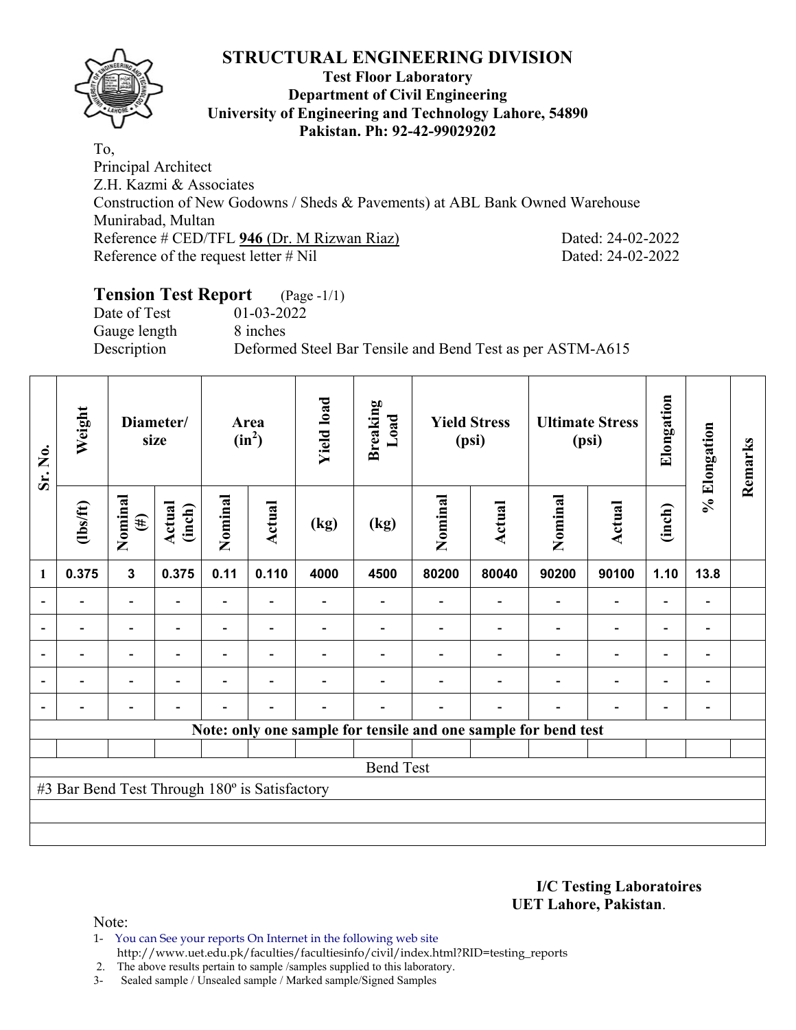# STRUCTURAL ENGINEERING DIVISION

**Test Floor Laboratory**
**Department of Civil Engineering**
**University of Engineering and Technology Lahore, 54890**
**Pakistan. Ph: 92-42-99029202**

To,
Principal Architect
Z.H. Kazmi & Associates
Construction of New Godowns / Sheds & Pavements) at ABL Bank Owned Warehouse
Munirabad, Multan
Reference # CED/TFL **946** (Dr. M Rizwan Riaz) Dated: 24-02-2022
Reference of the request letter # Nil Dated: 24-02-2022

## Tension Test Report (Page -1/1)

Date of Test 01-03-2022
Gauge length 8 inches
Description Deformed Steel Bar Tensile and Bend Test as per ASTM-A615

| Sr. No. | Weight | Diameter/ size | | Area ($in^2$) | | Yield load | Breaking Load | Yield Stress (psi) | | Ultimate Stress (psi) | | Elongation | % Elongation | Remarks |
|---|---|---|---|---|---|---|---|---|---|---|---|---|---|---|
| | (lbs/ft) | Nominal (#) | Actual (inch) | Nominal | Actual | (kg) | (kg) | Nominal | Actual | Nominal | Actual | (inch) | | |
| 1 | 0.375 | 3 | 0.375 | 0.11 | 0.110 | 4000 | 4500 | 80200 | 80040 | 90200 | 90100 | 1.10 | 13.8 | |
| - | - | - | - | - | - | - | - | - | - | - | - | - | - | |
| - | - | - | - | - | - | - | - | - | - | - | - | - | - | |
| - | - | - | - | - | - | - | - | - | - | - | - | - | - | |
| - | - | - | - | - | - | - | - | - | - | - | - | - | - | |
| - | - | - | - | - | - | - | - | - | - | - | - | - | - | |
| **Note: only one sample for tensile and one sample for bend test** | | | | | | | | | | | | | | |
| | | | | | | | | | | | | | | |
| Bend Test | | | | | | | | | | | | | | |
| #3 Bar Bend Test Through 180º is Satisfactory | | | | | | | | | | | | | | |

**I/C Testing Laboratoires**
**UET Lahore, Pakistan**.

Note:
1- You can See your reports On Internet in the following web site
http://www.uet.edu.pk/faculties/facultiesinfo/civil/index.html?RID=testing_reports
2. The above results pertain to sample /samples supplied to this laboratory.
3- Sealed sample / Unsealed sample / Marked sample/Signed Samples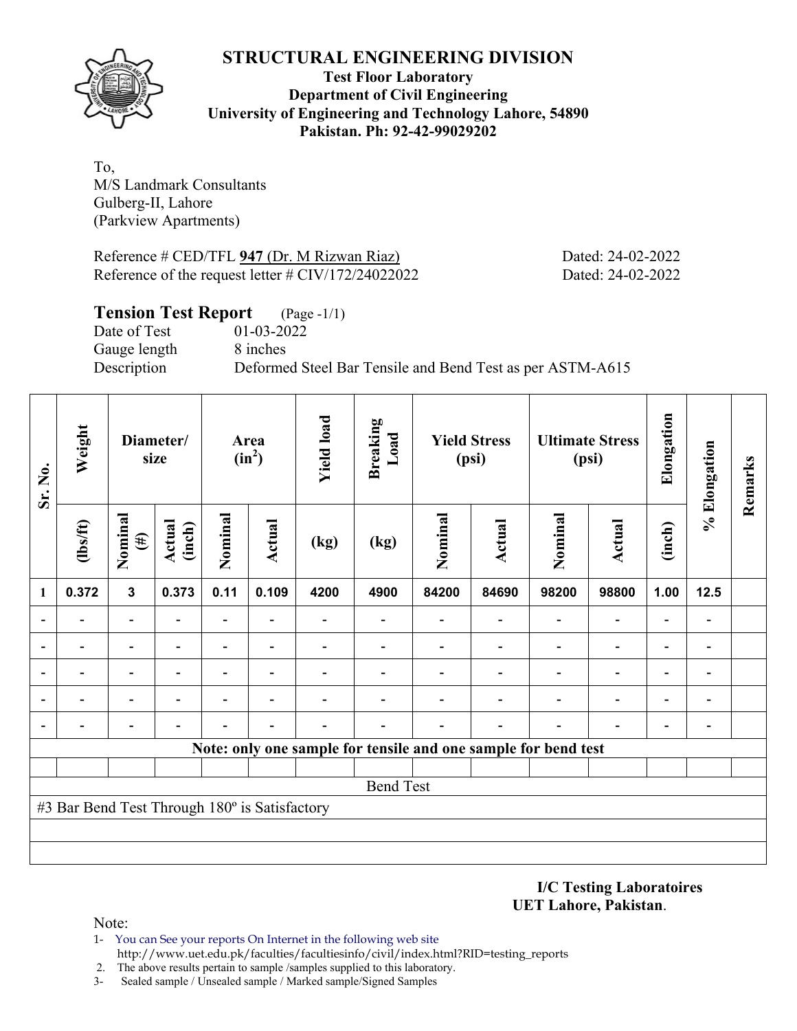# STRUCTURAL ENGINEERING DIVISION

**Test Floor Laboratory**
**Department of Civil Engineering**
**University of Engineering and Technology Lahore, 54890**
**Pakistan. Ph: 92-42-99029202**

To,
M/S Landmark Consultants
Gulberg-II, Lahore
(Parkview Apartments)

Reference # CED/TFL **947** (Dr. M Rizwan Riaz) Dated: 24-02-2022
Reference of the request letter # CIV/172/24022022 Dated: 24-02-2022

## Tension Test Report (Page -1/1)

Date of Test 01-03-2022
Gauge length 8 inches
Description Deformed Steel Bar Tensile and Bend Test as per ASTM-A615

| Sr. No. | Weight | Diameter/ size | | Area ($in^2$) | | Yield load | Breaking Load | Yield Stress (psi) | | Ultimate Stress (psi) | | Elongation | % Elongation | Remarks |
|---|---|---|---|---|---|---|---|---|---|---|---|---|---|---|
| | (lbs/ft) | Nominal (#) | Actual (inch) | Nominal | Actual | (kg) | (kg) | Nominal | Actual | Nominal | Actual | (inch) | | |
| 1 | 0.372 | 3 | 0.373 | 0.11 | 0.109 | 4200 | 4900 | 84200 | 84690 | 98200 | 98800 | 1.00 | 12.5 | |
| - | - | - | - | - | - | - | - | - | - | - | - | - | - | |
| - | - | - | - | - | - | - | - | - | - | - | - | - | - | |
| - | - | - | - | - | - | - | - | - | - | - | - | - | - | |
| - | - | - | - | - | - | - | - | - | - | - | - | - | - | |
| - | - | - | - | - | - | - | - | - | - | - | - | - | - | |

**Note: only one sample for tensile and one sample for bend test**

Bend Test

#3 Bar Bend Test Through 180º is Satisfactory

**I/C Testing Laboratoires**
**UET Lahore, Pakistan**.

Note:
1- You can See your reports On Internet in the following web site
http://www.uet.edu.pk/faculties/facultiesinfo/civil/index.html?RID=testing_reports
2. The above results pertain to sample /samples supplied to this laboratory.
3- Sealed sample / Unsealed sample / Marked sample/Signed Samples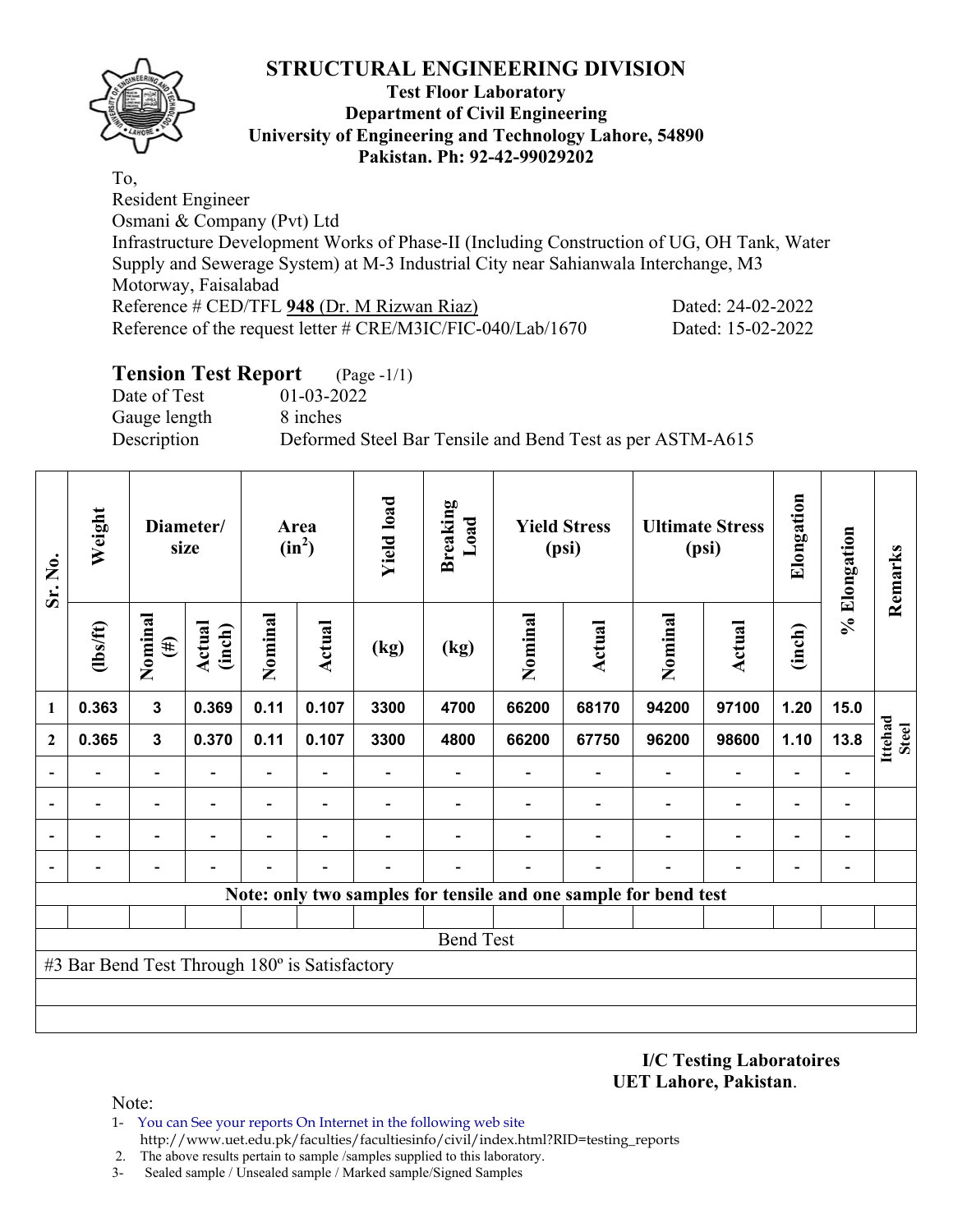# STRUCTURAL ENGINEERING DIVISION

**Test Floor Laboratory**
**Department of Civil Engineering**
**University of Engineering and Technology Lahore, 54890**
**Pakistan. Ph: 92-42-99029202**

To,
Resident Engineer
Osmani & Company (Pvt) Ltd
Infrastructure Development Works of Phase-II (Including Construction of UG, OH Tank, Water Supply and Sewerage System) at M-3 Industrial City near Sahianwala Interchange, M3 Motorway, Faisalabad
Reference # CED/TFL **948** (Dr. M Rizwan Riaz) Dated: 24-02-2022
Reference of the request letter # CRE/M3IC/FIC-040/Lab/1670 Dated: 15-02-2022

## Tension Test Report (Page -1/1)

Date of Test 01-03-2022
Gauge length 8 inches
Description Deformed Steel Bar Tensile and Bend Test as per ASTM-A615

| Sr. No. | Weight | Diameter/ size | | Area ($in^2$) | | Yield load | Breaking Load | Yield Stress (psi) | | Ultimate Stress (psi) | | Elongation | % Elongation | Remarks |
|---|---|---|---|---|---|---|---|---|---|---|---|---|---|---|
| | (lbs/ft) | Nominal (#) | Actual (inch) | Nominal | Actual | (kg) | (kg) | Nominal | Actual | Nominal | Actual | (inch) | | |
| 1 | 0.363 | 3 | 0.369 | 0.11 | 0.107 | 3300 | 4700 | 66200 | 68170 | 94200 | 97100 | 1.20 | 15.0 | Ittehad Steel |
| 2 | 0.365 | 3 | 0.370 | 0.11 | 0.107 | 3300 | 4800 | 66200 | 67750 | 96200 | 98600 | 1.10 | 13.8 | |
| - | - | - | - | - | - | - | - | - | - | - | - | - | - | |
| - | - | - | - | - | - | - | - | - | - | - | - | - | - | |
| - | - | - | - | - | - | - | - | - | - | - | - | - | - | |
| - | - | - | - | - | - | - | - | - | - | - | - | - | - | |

**Note: only two samples for tensile and one sample for bend test**

Bend Test

#3 Bar Bend Test Through 180º is Satisfactory

**I/C Testing Laboratoires**
**UET Lahore, Pakistan**.

Note:
1- You can See your reports On Internet in the following web site
http://www.uet.edu.pk/faculties/facultiesinfo/civil/index.html?RID=testing_reports
2. The above results pertain to sample /samples supplied to this laboratory.
3- Sealed sample / Unsealed sample / Marked sample/Signed Samples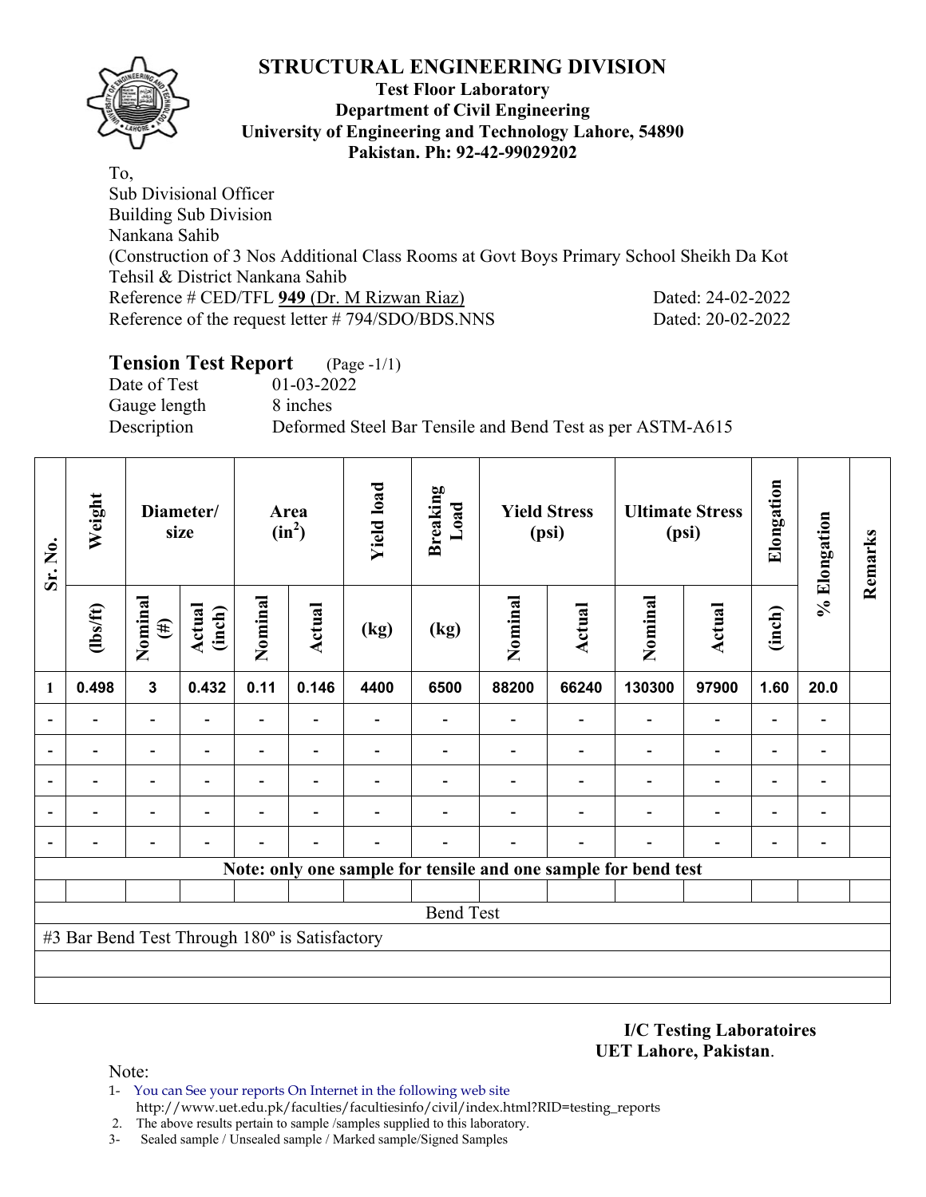# STRUCTURAL ENGINEERING DIVISION

**Test Floor Laboratory**
**Department of Civil Engineering**
**University of Engineering and Technology Lahore, 54890**
**Pakistan. Ph: 92-42-99029202**

To,
Sub Divisional Officer
Building Sub Division
Nankana Sahib
(Construction of 3 Nos Additional Class Rooms at Govt Boys Primary School Sheikh Da Kot Tehsil & District Nankana Sahib
Reference # CED/TFL **949** (Dr. M Rizwan Riaz) Dated: 24-02-2022
Reference of the request letter # 794/SDO/BDS.NNS Dated: 20-02-2022

## Tension Test Report (Page -1/1)

Date of Test 01-03-2022
Gauge length 8 inches
Description Deformed Steel Bar Tensile and Bend Test as per ASTM-A615

| Sr. No. | Weight | Diameter/ size | | Area ($in^2$) | | Yield load | Breaking Load | Yield Stress (psi) | | Ultimate Stress (psi) | | Elongation | % Elongation | Remarks |
|---|---|---|---|---|---|---|---|---|---|---|---|---|---|---|
| | (lbs/ft) | Nominal (#) | Actual (inch) | Nominal | Actual | (kg) | (kg) | Nominal | Actual | Nominal | Actual | (inch) | | |
| 1 | 0.498 | 3 | 0.432 | 0.11 | 0.146 | 4400 | 6500 | 88200 | 66240 | 130300 | 97900 | 1.60 | 20.0 | |
| - | - | - | - | - | - | - | - | - | - | - | - | - | - | |
| - | - | - | - | - | - | - | - | - | - | - | - | - | - | |
| - | - | - | - | - | - | - | - | - | - | - | - | - | - | |
| - | - | - | - | - | - | - | - | - | - | - | - | - | - | |
| - | - | - | - | - | - | - | - | - | - | - | - | - | - | |

**Note: only one sample for tensile and one sample for bend test**

Bend Test

#3 Bar Bend Test Through 180º is Satisfactory

**I/C Testing Laboratoires**
**UET Lahore, Pakistan**.

Note:
1- You can See your reports On Internet in the following web site
http://www.uet.edu.pk/faculties/facultiesinfo/civil/index.html?RID=testing_reports
2. The above results pertain to sample /samples supplied to this laboratory.
3- Sealed sample / Unsealed sample / Marked sample/Signed Samples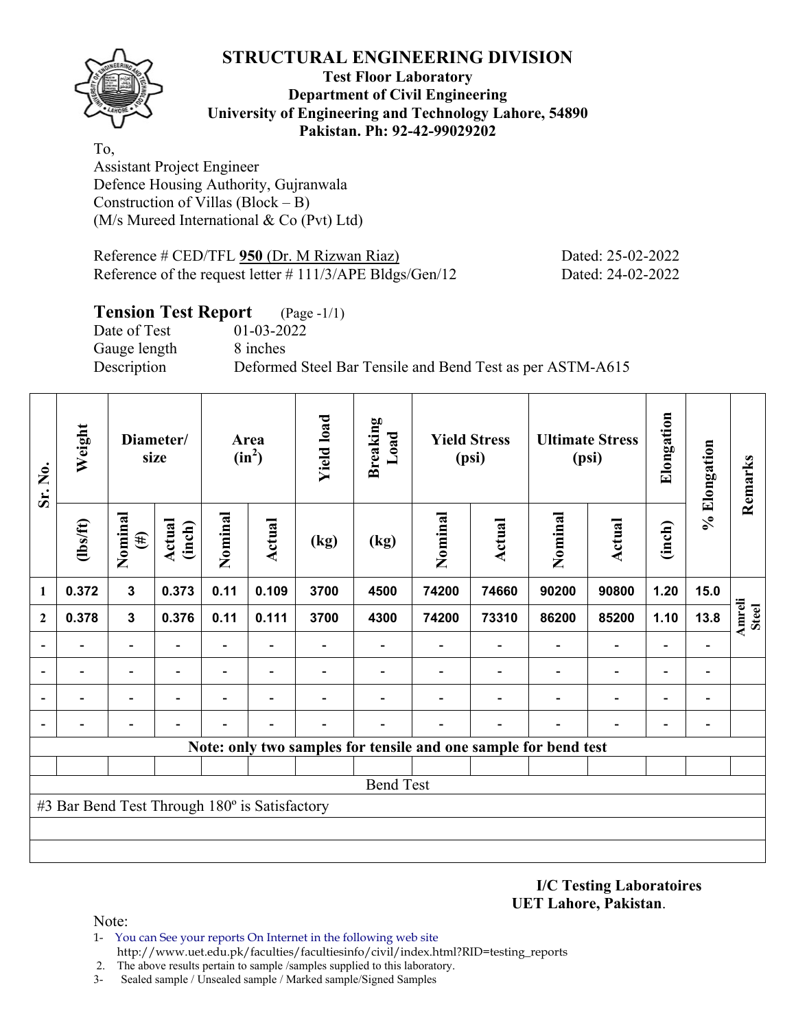# STRUCTURAL ENGINEERING DIVISION

**Test Floor Laboratory**
**Department of Civil Engineering**
**University of Engineering and Technology Lahore, 54890**
**Pakistan. Ph: 92-42-99029202**

To,
Assistant Project Engineer
Defence Housing Authority, Gujranwala
Construction of Villas (Block – B)
(M/s Mureed International & Co (Pvt) Ltd)

Reference # CED/TFL **950** (Dr. M Rizwan Riaz) Dated: 25-02-2022
Reference of the request letter # 111/3/APE Bldgs/Gen/12 Dated: 24-02-2022

## Tension Test Report (Page -1/1)

Date of Test 01-03-2022
Gauge length 8 inches
Description Deformed Steel Bar Tensile and Bend Test as per ASTM-A615

| Sr. No. | Weight | Diameter/ size | | Area ($in^2$) | | Yield load | Breaking Load | Yield Stress (psi) | | Ultimate Stress (psi) | | Elongation | % Elongation | Remarks |
|---|---|---|---|---|---|---|---|---|---|---|---|---|---|---|
| | (lbs/ft) | Nominal (#) | Actual (inch) | Nominal | Actual | (kg) | (kg) | Nominal | Actual | Nominal | Actual | (inch) | | |
| 1 | 0.372 | 3 | 0.373 | 0.11 | 0.109 | 3700 | 4500 | 74200 | 74660 | 90200 | 90800 | 1.20 | 15.0 | Amreli Steel |
| 2 | 0.378 | 3 | 0.376 | 0.11 | 0.111 | 3700 | 4300 | 74200 | 73310 | 86200 | 85200 | 1.10 | 13.8 | |
| - | - | - | - | - | - | - | - | - | - | - | - | - | - | |
| - | - | - | - | - | - | - | - | - | - | - | - | - | - | |
| - | - | - | - | - | - | - | - | - | - | - | - | - | - | |
| - | - | - | - | - | - | - | - | - | - | - | - | - | - | |

**Note: only two samples for tensile and one sample for bend test**

Bend Test

#3 Bar Bend Test Through 180º is Satisfactory

**I/C Testing Laboratoires**
**UET Lahore, Pakistan**.

Note:
1- You can See your reports On Internet in the following web site
http://www.uet.edu.pk/faculties/facultiesinfo/civil/index.html?RID=testing_reports
2. The above results pertain to sample /samples supplied to this laboratory.
3- Sealed sample / Unsealed sample / Marked sample/Signed Samples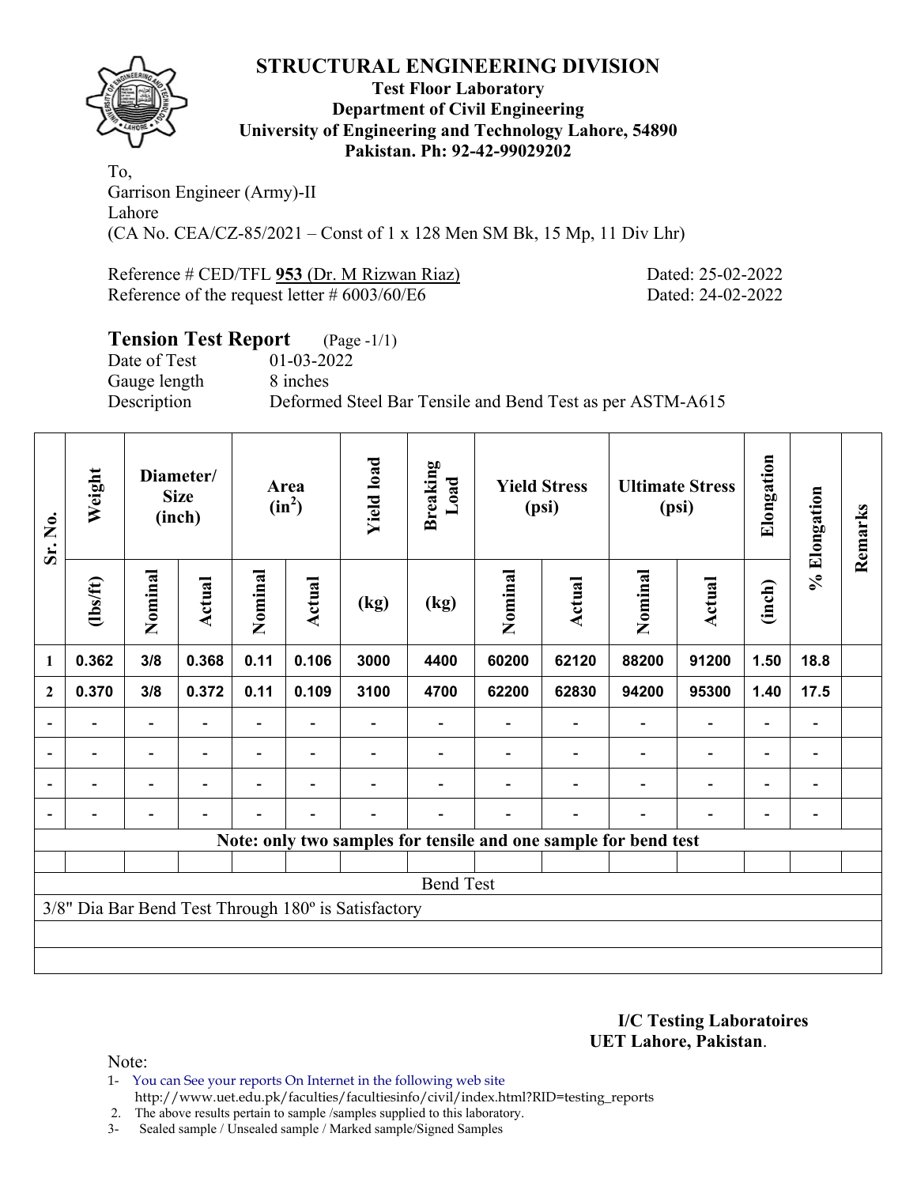## STRUCTURAL ENGINEERING DIVISION

**Test Floor Laboratory**
**Department of Civil Engineering**
**University of Engineering and Technology Lahore, 54890**
**Pakistan. Ph: 92-42-99029202**

To,
Garrison Engineer (Army)-II
Lahore
(CA No. CEA/CZ-85/2021 – Const of 1 x 128 Men SM Bk, 15 Mp, 11 Div Lhr)

Reference # CED/TFL **953** (Dr. M Rizwan Riaz) Dated: 25-02-2022
Reference of the request letter # 6003/60/E6 Dated: 24-02-2022

### Tension Test Report (Page -1/1)

Date of Test 01-03-2022
Gauge length 8 inches
Description Deformed Steel Bar Tensile and Bend Test as per ASTM-A615

| Sr. No. | Weight | Diameter/ Size (inch) | | Area ($in^2$) | | Yield load | Breaking Load | Yield Stress (psi) | | Ultimate Stress (psi) | | Elongation | % Elongation | Remarks |
|---|---|---|---|---|---|---|---|---|---|---|---|---|---|---|
| | (lbs/ft) | Nominal | Actual | Nominal | Actual | (kg) | (kg) | Nominal | Actual | Nominal | Actual | (inch) | | |
| 1 | 0.362 | 3/8 | 0.368 | 0.11 | 0.106 | 3000 | 4400 | 60200 | 62120 | 88200 | 91200 | 1.50 | 18.8 | |
| 2 | 0.370 | 3/8 | 0.372 | 0.11 | 0.109 | 3100 | 4700 | 62200 | 62830 | 94200 | 95300 | 1.40 | 17.5 | |
| - | - | - | - | - | - | - | - | - | - | - | - | - | - | |
| - | - | - | - | - | - | - | - | - | - | - | - | - | - | |
| - | - | - | - | - | - | - | - | - | - | - | - | - | - | |
| - | - | - | - | - | - | - | - | - | - | - | - | - | - | |
| **Note: only two samples for tensile and one sample for bend test** | | | | | | | | | | | | | | |
| Bend Test | | | | | | | | | | | | | | |
| 3/8" Dia Bar Bend Test Through 180º is Satisfactory | | | | | | | | | | | | | | |

**I/C Testing Laboratoires**
**UET Lahore, Pakistan**.

Note:
1- You can See your reports On Internet in the following web site
http://www.uet.edu.pk/faculties/facultiesinfo/civil/index.html?RID=testing_reports
2. The above results pertain to sample /samples supplied to this laboratory.
3- Sealed sample / Unsealed sample / Marked sample/Signed Samples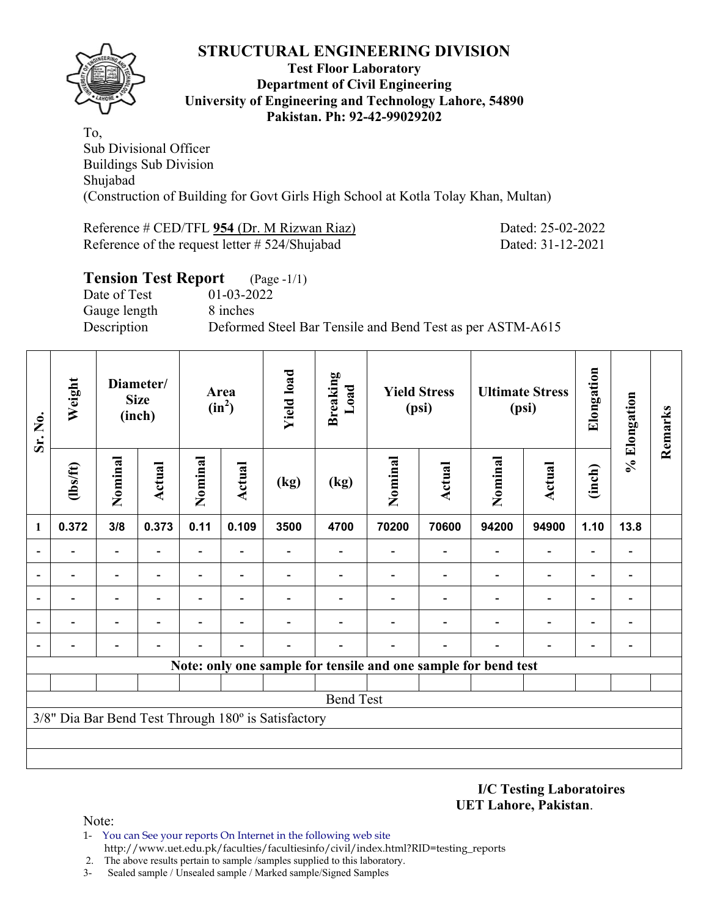# STRUCTURAL ENGINEERING DIVISION

**Test Floor Laboratory**
**Department of Civil Engineering**
**University of Engineering and Technology Lahore, 54890**
**Pakistan. Ph: 92-42-99029202**

To,
Sub Divisional Officer
Buildings Sub Division
Shujabad
(Construction of Building for Govt Girls High School at Kotla Tolay Khan, Multan)

Reference # CED/TFL **954** (Dr. M Rizwan Riaz) Dated: 25-02-2022
Reference of the request letter # 524/Shujabad Dated: 31-12-2021

## Tension Test Report (Page -1/1)

Date of Test 01-03-2022
Gauge length 8 inches
Description Deformed Steel Bar Tensile and Bend Test as per ASTM-A615

| Sr. No. | Weight | Diameter/ Size (inch) | | Area ($in^2$) | | Yield load | Breaking Load | Yield Stress (psi) | | Ultimate Stress (psi) | | Elongation | % Elongation | Remarks |
|---|---|---|---|---|---|---|---|---|---|---|---|---|---|---|
| | (lbs/ft) | Nominal | Actual | Nominal | Actual | (kg) | (kg) | Nominal | Actual | Nominal | Actual | (inch) | | |
| 1 | 0.372 | 3/8 | 0.373 | 0.11 | 0.109 | 3500 | 4700 | 70200 | 70600 | 94200 | 94900 | 1.10 | 13.8 | |
| - | - | - | - | - | - | - | - | - | - | - | - | - | - | |
| - | - | - | - | - | - | - | - | - | - | - | - | - | - | |
| - | - | - | - | - | - | - | - | - | - | - | - | - | - | |
| - | - | - | - | - | - | - | - | - | - | - | - | - | - | |
| - | - | - | - | - | - | - | - | - | - | - | - | - | - | |

**Note: only one sample for tensile and one sample for bend test**

Bend Test

3/8" Dia Bar Bend Test Through 180º is Satisfactory

**I/C Testing Laboratoires**
**UET Lahore, Pakistan**.

Note:
1- You can See your reports On Internet in the following web site
http://www.uet.edu.pk/faculties/facultiesinfo/civil/index.html?RID=testing_reports
2. The above results pertain to sample /samples supplied to this laboratory.
3- Sealed sample / Unsealed sample / Marked sample/Signed Samples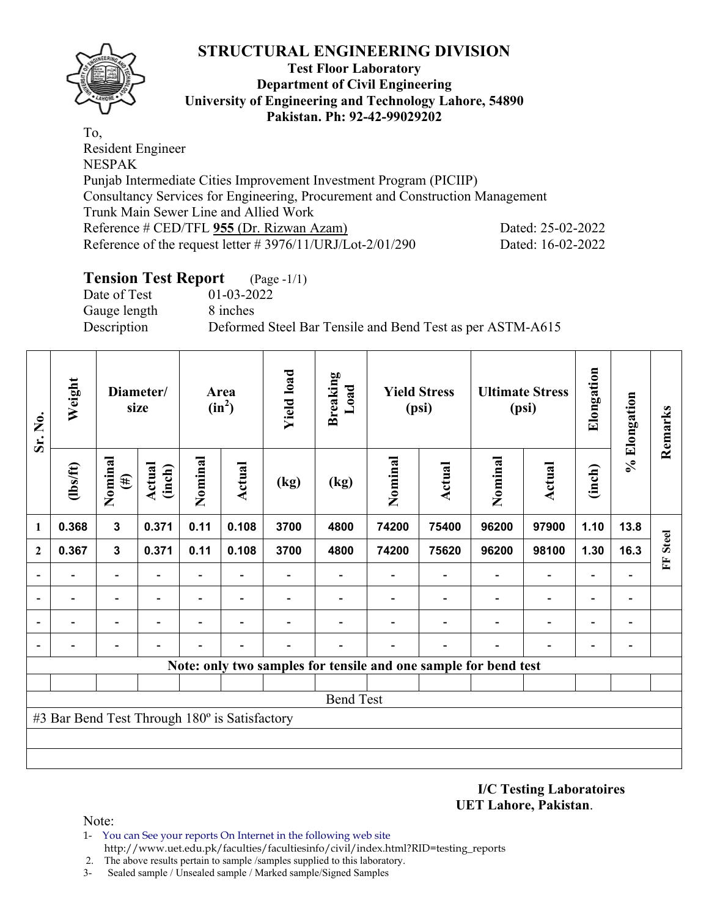# STRUCTURAL ENGINEERING DIVISION

**Test Floor Laboratory**
**Department of Civil Engineering**
**University of Engineering and Technology Lahore, 54890**
**Pakistan. Ph: 92-42-99029202**

To,
Resident Engineer
NESPAK
Punjab Intermediate Cities Improvement Investment Program (PICIIP)
Consultancy Services for Engineering, Procurement and Construction Management
Trunk Main Sewer Line and Allied Work
Reference # CED/TFL **955** (Dr. Rizwan Azam) Dated: 25-02-2022
Reference of the request letter # 3976/11/URJ/Lot-2/01/290 Dated: 16-02-2022

## Tension Test Report (Page -1/1)

Date of Test 01-03-2022
Gauge length 8 inches
Description Deformed Steel Bar Tensile and Bend Test as per ASTM-A615

| Sr. No. | Weight | Diameter/ size | | Area ($in^2$) | | Yield load | Breaking Load | Yield Stress (psi) | | Ultimate Stress (psi) | | Elongation | % Elongation | Remarks |
|---|---|---|---|---|---|---|---|---|---|---|---|---|---|---|
| | (lbs/ft) | Nominal (#) | Actual (inch) | Nominal | Actual | (kg) | (kg) | Nominal | Actual | Nominal | Actual | (inch) | | |
| 1 | 0.368 | 3 | 0.371 | 0.11 | 0.108 | 3700 | 4800 | 74200 | 75400 | 96200 | 97900 | 1.10 | 13.8 | FF Steel |
| 2 | 0.367 | 3 | 0.371 | 0.11 | 0.108 | 3700 | 4800 | 74200 | 75620 | 96200 | 98100 | 1.30 | 16.3 | |
| - | - | - | - | - | - | - | - | - | - | - | - | - | - | |
| - | - | - | - | - | - | - | - | - | - | - | - | - | - | |
| - | - | - | - | - | - | - | - | - | - | - | - | - | - | |
| - | - | - | - | - | - | - | - | - | - | - | - | - | - | |

**Note: only two samples for tensile and one sample for bend test**

Bend Test

#3 Bar Bend Test Through 180º is Satisfactory

**I/C Testing Laboratoires**
**UET Lahore, Pakistan**.

Note:
1- You can See your reports On Internet in the following web site
http://www.uet.edu.pk/faculties/facultiesinfo/civil/index.html?RID=testing_reports
2. The above results pertain to sample /samples supplied to this laboratory.
3- Sealed sample / Unsealed sample / Marked sample/Signed Samples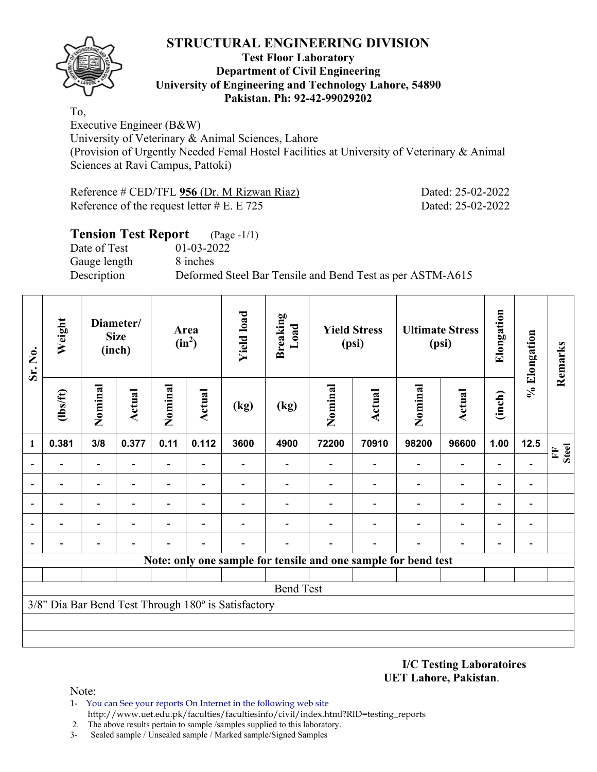# STRUCTURAL ENGINEERING DIVISION

**Test Floor Laboratory**
**Department of Civil Engineering**
**University of Engineering and Technology Lahore, 54890**
**Pakistan. Ph: 92-42-99029202**

To,
Executive Engineer (B&W)
University of Veterinary & Animal Sciences, Lahore
(Provision of Urgently Needed Femal Hostel Facilities at University of Veterinary & Animal Sciences at Ravi Campus, Pattoki)

Reference # CED/TFL **956** (Dr. M Rizwan Riaz) Dated: 25-02-2022
Reference of the request letter # E. E 725 Dated: 25-02-2022

## Tension Test Report (Page -1/1)

Date of Test 01-03-2022
Gauge length 8 inches
Description Deformed Steel Bar Tensile and Bend Test as per ASTM-A615

| Sr. No. | Weight | Diameter/ Size (inch) | | Area ($in^2$) | | Yield load | Breaking Load | Yield Stress (psi) | | Ultimate Stress (psi) | | Elongation | % Elongation | Remarks |
|---|---|---|---|---|---|---|---|---|---|---|---|---|---|---|
| | (lbs/ft) | Nominal | Actual | Nominal | Actual | (kg) | (kg) | Nominal | Actual | Nominal | Actual | (inch) | | |
| 1 | 0.381 | 3/8 | 0.377 | 0.11 | 0.112 | 3600 | 4900 | 72200 | 70910 | 98200 | 96600 | 1.00 | 12.5 | FF Steel |
| - | - | - | - | - | - | - | - | - | - | - | - | - | - | |
| - | - | - | - | - | - | - | - | - | - | - | - | - | - | |
| - | - | - | - | - | - | - | - | - | - | - | - | - | - | |
| - | - | - | - | - | - | - | - | - | - | - | - | - | - | |
| - | - | - | - | - | - | - | - | - | - | - | - | - | - | |

**Note: only one sample for tensile and one sample for bend test**

Bend Test

3/8" Dia Bar Bend Test Through 180º is Satisfactory

**I/C Testing Laboratoires**
**UET Lahore, Pakistan**.

Note:
1- You can See your reports On Internet in the following web site
http://www.uet.edu.pk/faculties/facultiesinfo/civil/index.html?RID=testing_reports
2. The above results pertain to sample /samples supplied to this laboratory.
3- Sealed sample / Unsealed sample / Marked sample/Signed Samples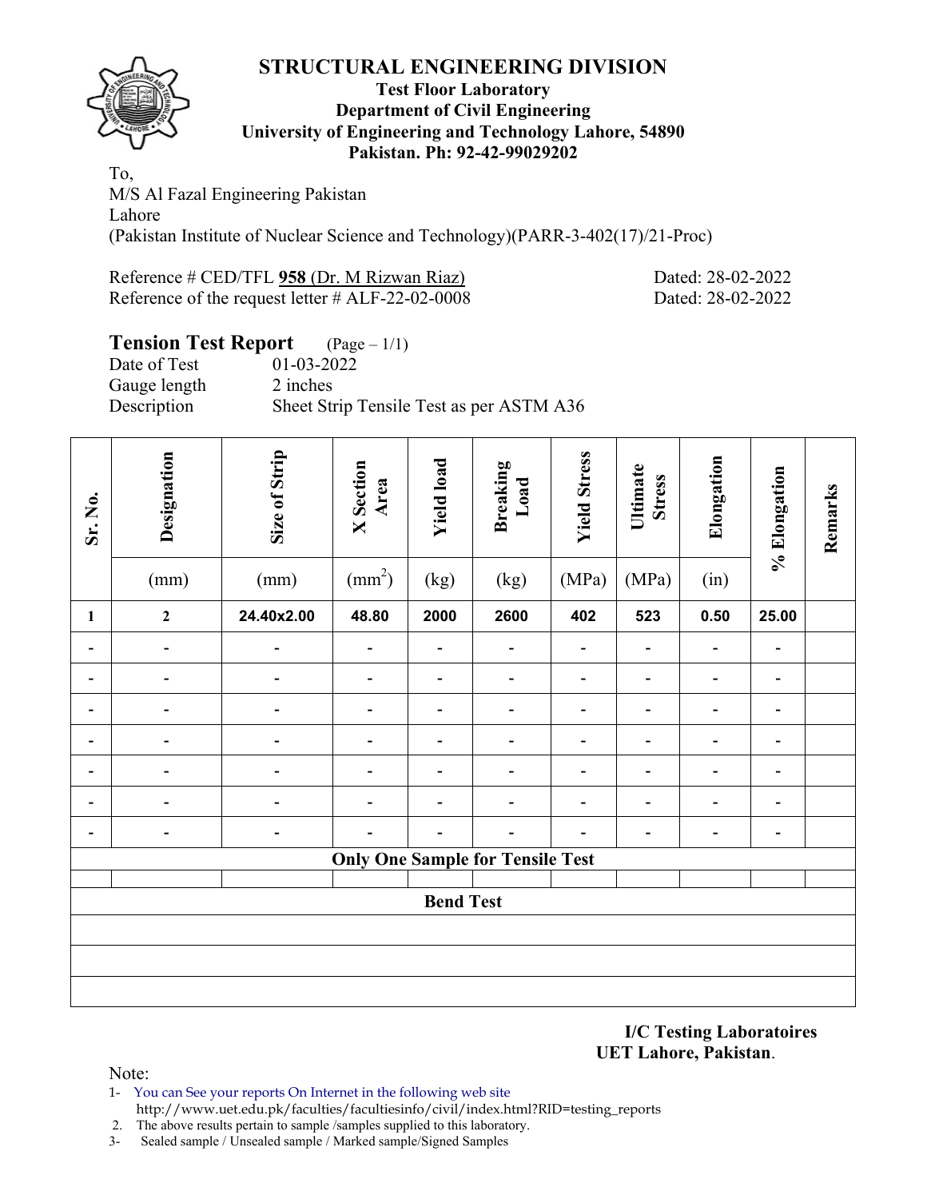# STRUCTURAL ENGINEERING DIVISION

**Test Floor Laboratory**
**Department of Civil Engineering**
**University of Engineering and Technology Lahore, 54890**
**Pakistan. Ph: 92-42-99029202**

To,
M/S Al Fazal Engineering Pakistan
Lahore
(Pakistan Institute of Nuclear Science and Technology)(PARR-3-402(17)/21-Proc)

Reference # CED/TFL **958** (Dr. M Rizwan Riaz) Dated: 28-02-2022
Reference of the request letter # ALF-22-02-0008 Dated: 28-02-2022

## Tension Test Report (Page – 1/1)

Date of Test 01-03-2022
Gauge length 2 inches
Description Sheet Strip Tensile Test as per ASTM A36

| Sr. No. | Designation (mm) | Size of Strip (mm) | X Section Area ($mm^2$) | Yield load (kg) | Breaking Load (kg) | Yield Stress (MPa) | Ultimate Stress (MPa) | Elongation (in) | % Elongation | Remarks |
|---|---|---|---|---|---|---|---|---|---|---|
| 1 | 2 | 24.40x2.00 | 48.80 | 2000 | 2600 | 402 | 523 | 0.50 | 25.00 | |
| - | - | - | - | - | - | - | - | - | - | |
| - | - | - | - | - | - | - | - | - | - | |
| - | - | - | - | - | - | - | - | - | - | |
| - | - | - | - | - | - | - | - | - | - | |
| - | - | - | - | - | - | - | - | - | - | |
| - | - | - | - | - | - | - | - | - | - | |
| - | - | - | - | - | - | - | - | - | - | |
| **Only One Sample for Tensile Test** | | | | | | | | | | |
| | | | | | | | | | | |
| **Bend Test** | | | | | | | | | | |
| | | | | | | | | | | |
| | | | | | | | | | | |
| | | | | | | | | | | |

**I/C Testing Laboratoires**
**UET Lahore, Pakistan**.

Note:
1- You can See your reports On Internet in the following web site
http://www.uet.edu.pk/faculties/facultiesinfo/civil/index.html?RID=testing_reports
2. The above results pertain to sample /samples supplied to this laboratory.
3- Sealed sample / Unsealed sample / Marked sample/Signed Samples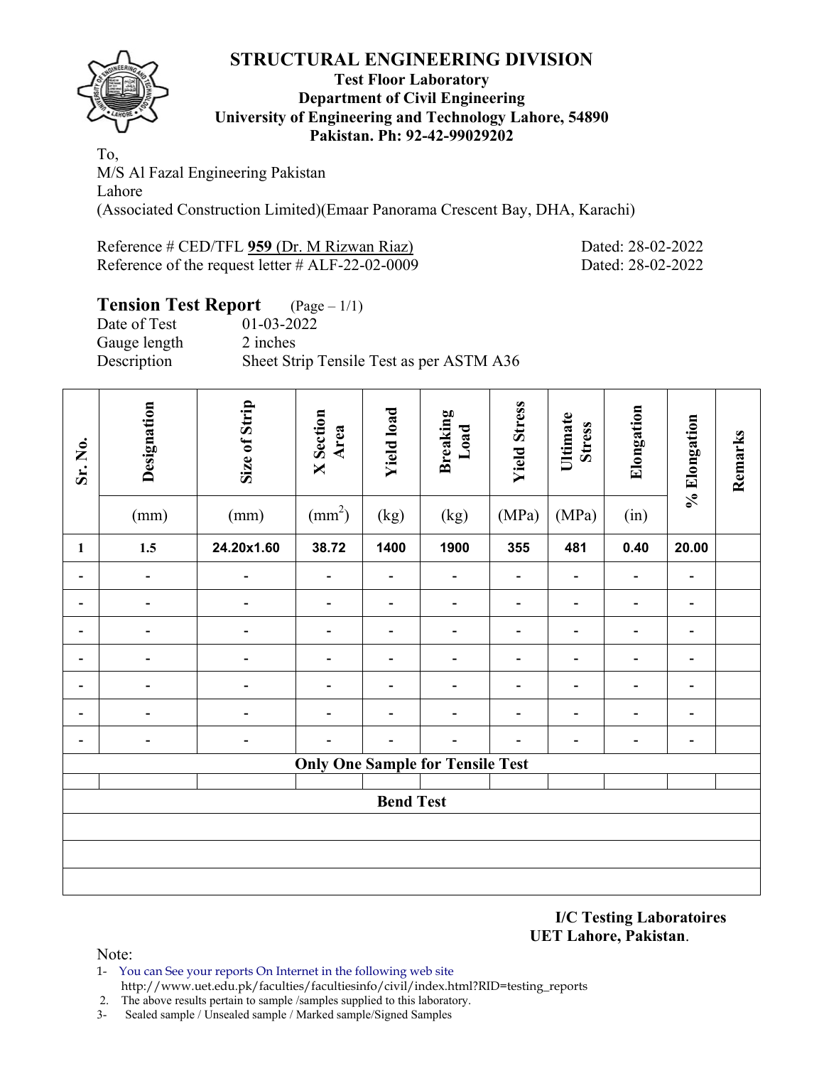# STRUCTURAL ENGINEERING DIVISION

**Test Floor Laboratory**
**Department of Civil Engineering**
**University of Engineering and Technology Lahore, 54890**
**Pakistan. Ph: 92-42-99029202**

To,
M/S Al Fazal Engineering Pakistan
Lahore
(Associated Construction Limited)(Emaar Panorama Crescent Bay, DHA, Karachi)

Reference # CED/TFL **959** (Dr. M Rizwan Riaz) Dated: 28-02-2022
Reference of the request letter # ALF-22-02-0009 Dated: 28-02-2022

## Tension Test Report (Page – 1/1)

Date of Test 01-03-2022
Gauge length 2 inches
Description Sheet Strip Tensile Test as per ASTM A36

| Sr. No. | Designation (mm) | Size of Strip (mm) | X Section Area ($mm^2$) | Yield load (kg) | Breaking Load (kg) | Yield Stress (MPa) | Ultimate Stress (MPa) | Elongation (in) | % Elongation | Remarks |
|---|---|---|---|---|---|---|---|---|---|---|
| 1 | 1.5 | 24.20x1.60 | 38.72 | 1400 | 1900 | 355 | 481 | 0.40 | 20.00 | |
| - | - | - | - | - | - | - | - | - | - | |
| - | - | - | - | - | - | - | - | - | - | |
| - | - | - | - | - | - | - | - | - | - | |
| - | - | - | - | - | - | - | - | - | - | |
| - | - | - | - | - | - | - | - | - | - | |
| - | - | - | - | - | - | - | - | - | - | |
| - | - | - | - | - | - | - | - | - | - | |
| **Only One Sample for Tensile Test** | | | | | | | | | | |
| | | | | | | | | | | |
| **Bend Test** | | | | | | | | | | |
| | | | | | | | | | | |
| | | | | | | | | | | |
| | | | | | | | | | | |

**I/C Testing Laboratoires**
**UET Lahore, Pakistan**.

Note:
1- You can See your reports On Internet in the following web site
http://www.uet.edu.pk/faculties/facultiesinfo/civil/index.html?RID=testing_reports
2. The above results pertain to sample /samples supplied to this laboratory.
3- Sealed sample / Unsealed sample / Marked sample/Signed Samples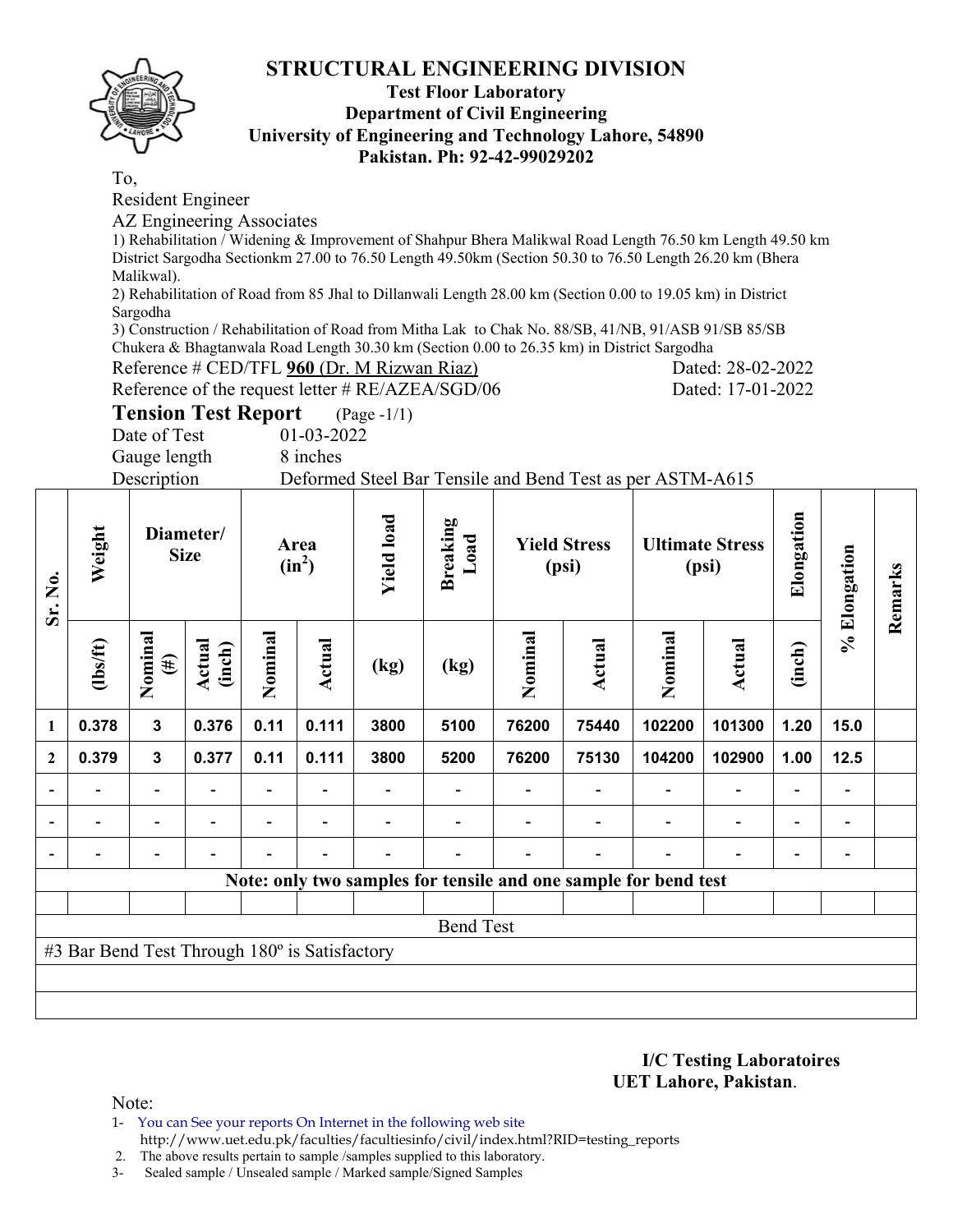# STRUCTURAL ENGINEERING DIVISION

**Test Floor Laboratory**
**Department of Civil Engineering**
**University of Engineering and Technology Lahore, 54890**
**Pakistan. Ph: 92-42-99029202**

To,

Resident Engineer

AZ Engineering Associates

1) Rehabilitation / Widening & Improvement of Shahpur Bhera Malikwal Road Length 76.50 km Length 49.50 km District Sargodha Sectionkm 27.00 to 76.50 Length 49.50km (Section 50.30 to 76.50 Length 26.20 km (Bhera Malikwal).

2) Rehabilitation of Road from 85 Jhal to Dillanwali Length 28.00 km (Section 0.00 to 19.05 km) in District Sargodha

3) Construction / Rehabilitation of Road from Mitha Lak to Chak No. 88/SB, 41/NB, 91/ASB 91/SB 85/SB Chukera & Bhagtanwala Road Length 30.30 km (Section 0.00 to 26.35 km) in District Sargodha

Reference # CED/TFL **960** (Dr. M Rizwan Riaz) Dated: 28-02-2022

Reference of the request letter # RE/AZEA/SGD/06 Dated: 17-01-2022

## Tension Test Report (Page -1/1)

Date of Test 01-03-2022

Gauge length 8 inches

Description Deformed Steel Bar Tensile and Bend Test as per ASTM-A615

| Sr. No. | Weight | Diameter/ Size | | Area ($in^2$) | | Yield load | Breaking Load | Yield Stress (psi) | | Ultimate Stress (psi) | | Elongation | % Elongation | Remarks |
|---|---|---|---|---|---|---|---|---|---|---|---|---|---|---|
| | (lbs/ft) | Nominal (#) | Actual (inch) | Nominal | Actual | (kg) | (kg) | Nominal | Actual | Nominal | Actual | (inch) | | |
| 1 | 0.378 | 3 | 0.376 | 0.11 | 0.111 | 3800 | 5100 | 76200 | 75440 | 102200 | 101300 | 1.20 | 15.0 | |
| 2 | 0.379 | 3 | 0.377 | 0.11 | 0.111 | 3800 | 5200 | 76200 | 75130 | 104200 | 102900 | 1.00 | 12.5 | |
| - | - | - | - | - | - | - | - | - | - | - | - | - | - | |
| - | - | - | - | - | - | - | - | - | - | - | - | - | - | |
| - | - | - | - | - | - | - | - | - | - | - | - | - | - | |

Note: only two samples for tensile and one sample for bend test

**Bend Test**

#3 Bar Bend Test Through 180º is Satisfactory

**I/C Testing Laboratoires**
**UET Lahore, Pakistan.**

Note:

1- You can See your reports On Internet in the following web site http://www.uet.edu.pk/faculties/facultiesinfo/civil/index.html?RID=testing_reports

2. The above results pertain to sample /samples supplied to this laboratory.

3- Sealed sample / Unsealed sample / Marked sample/Signed Samples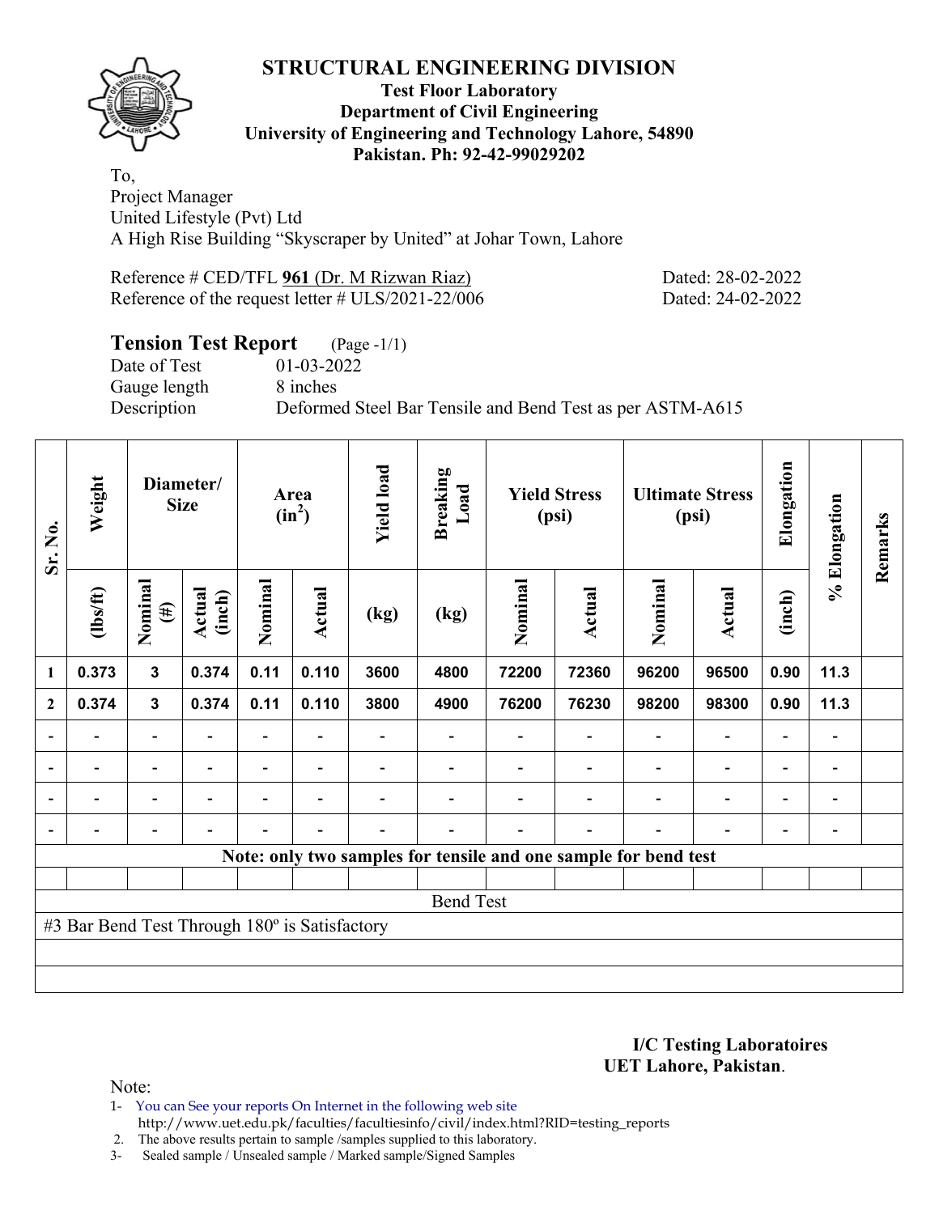# STRUCTURAL ENGINEERING DIVISION

**Test Floor Laboratory**
**Department of Civil Engineering**
**University of Engineering and Technology Lahore, 54890**
**Pakistan. Ph: 92-42-99029202**

To,
Project Manager
United Lifestyle (Pvt) Ltd
A High Rise Building "Skyscraper by United" at Johar Town, Lahore

Reference # CED/TFL **961** (Dr. M Rizwan Riaz) Dated: 28-02-2022
Reference of the request letter # ULS/2021-22/006 Dated: 24-02-2022

## Tension Test Report (Page -1/1)

Date of Test 01-03-2022
Gauge length 8 inches
Description Deformed Steel Bar Tensile and Bend Test as per ASTM-A615

| Sr. No. | Weight | Diameter/ Size | | Area ($in^2$) | | Yield load | Breaking Load | Yield Stress (psi) | | Ultimate Stress (psi) | | Elongation | % Elongation | Remarks |
|---|---|---|---|---|---|---|---|---|---|---|---|---|---|---|
| | (lbs/ft) | Nominal (#) | Actual (inch) | Nominal | Actual | (kg) | (kg) | Nominal | Actual | Nominal | Actual | (inch) | | |
| 1 | 0.373 | 3 | 0.374 | 0.11 | 0.110 | 3600 | 4800 | 72200 | 72360 | 96200 | 96500 | 0.90 | 11.3 | |
| 2 | 0.374 | 3 | 0.374 | 0.11 | 0.110 | 3800 | 4900 | 76200 | 76230 | 98200 | 98300 | 0.90 | 11.3 | |
| - | - | - | - | - | - | - | - | - | - | - | - | - | - | |
| - | - | - | - | - | - | - | - | - | - | - | - | - | - | |
| - | - | - | - | - | - | - | - | - | - | - | - | - | - | |
| - | - | - | - | - | - | - | - | - | - | - | - | - | - | |
| **Note: only two samples for tensile and one sample for bend test** | | | | | | | | | | | | | | |
| | | | | | | | | | | | | | | |
| Bend Test | | | | | | | | | | | | | | |
| #3 Bar Bend Test Through 180º is Satisfactory | | | | | | | | | | | | | | |

**I/C Testing Laboratoires**
**UET Lahore, Pakistan**.

Note:

1- You can See your reports On Internet in the following web site http://www.uet.edu.pk/faculties/facultiesinfo/civil/index.html?RID=testing_reports
2. The above results pertain to sample /samples supplied to this laboratory.
3- Sealed sample / Unsealed sample / Marked sample/Signed Samples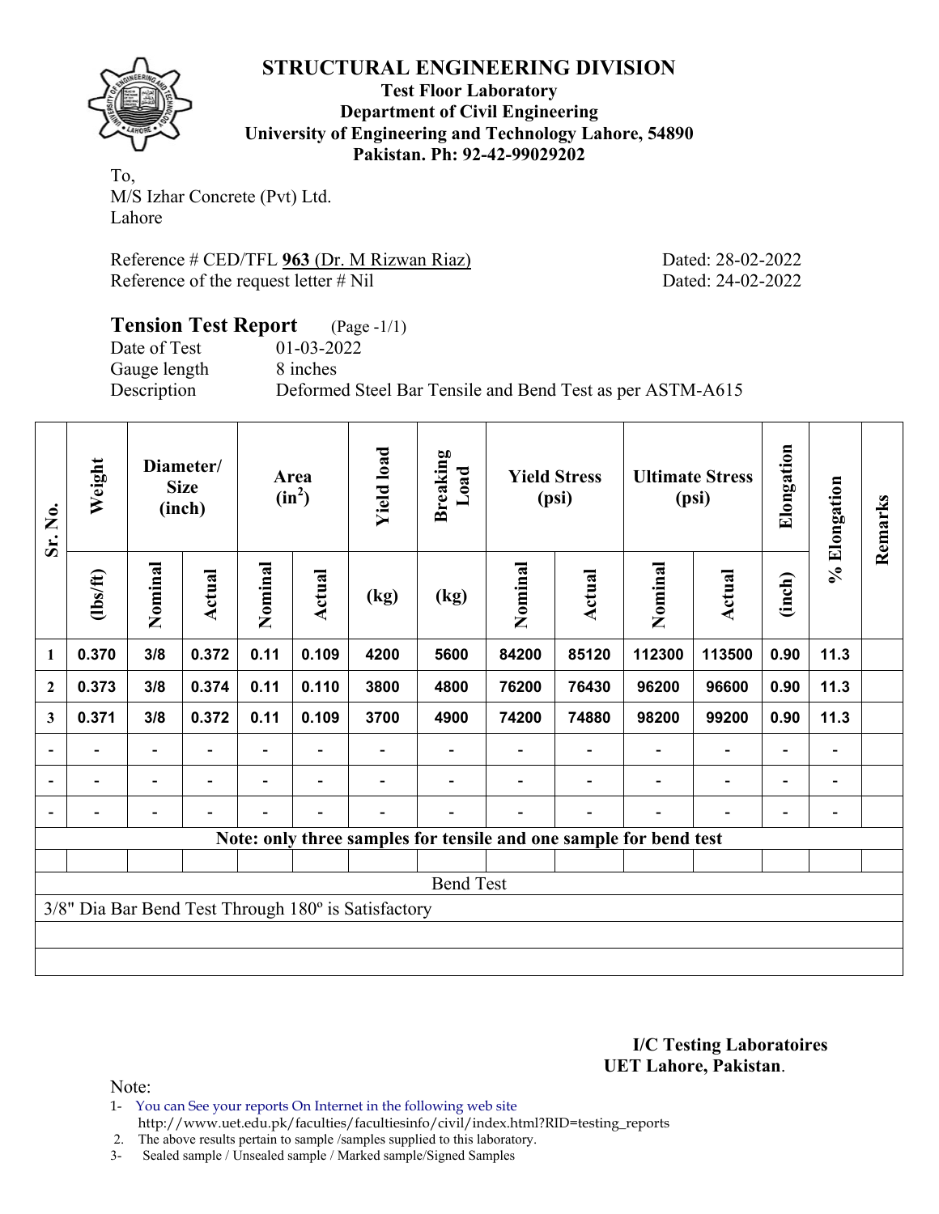# STRUCTURAL ENGINEERING DIVISION

**Test Floor Laboratory**
**Department of Civil Engineering**
**University of Engineering and Technology Lahore, 54890**
**Pakistan. Ph: 92-42-99029202**

To,
M/S Izhar Concrete (Pvt) Ltd.
Lahore

Reference # CED/TFL **963** (Dr. M Rizwan Riaz) Dated: 28-02-2022
Reference of the request letter # Nil Dated: 24-02-2022

## Tension Test Report (Page -1/1)

Date of Test 01-03-2022
Gauge length 8 inches
Description Deformed Steel Bar Tensile and Bend Test as per ASTM-A615

| Sr. No. | Weight | Diameter/ Size (inch) | | Area ($in^2$) | | Yield load | Breaking Load | Yield Stress (psi) | | Ultimate Stress (psi) | | Elongation | % Elongation | Remarks |
|---|---|---|---|---|---|---|---|---|---|---|---|---|---|---|
| | (lbs/ft) | Nominal | Actual | Nominal | Actual | (kg) | (kg) | Nominal | Actual | Nominal | Actual | (inch) | | |
| 1 | 0.370 | 3/8 | 0.372 | 0.11 | 0.109 | 4200 | 5600 | 84200 | 85120 | 112300 | 113500 | 0.90 | 11.3 | |
| 2 | 0.373 | 3/8 | 0.374 | 0.11 | 0.110 | 3800 | 4800 | 76200 | 76430 | 96200 | 96600 | 0.90 | 11.3 | |
| 3 | 0.371 | 3/8 | 0.372 | 0.11 | 0.109 | 3700 | 4900 | 74200 | 74880 | 98200 | 99200 | 0.90 | 11.3 | |
| - | - | - | - | - | - | - | - | - | - | - | - | - | - | |
| - | - | - | - | - | - | - | - | - | - | - | - | - | - | |
| - | - | - | - | - | - | - | - | - | - | - | - | - | - | |

**Note: only three samples for tensile and one sample for bend test**

Bend Test

3/8" Dia Bar Bend Test Through 180º is Satisfactory

**I/C Testing Laboratoires**
**UET Lahore, Pakistan**.

Note:
1- You can See your reports On Internet in the following web site
 http://www.uet.edu.pk/faculties/facultiesinfo/civil/index.html?RID=testing_reports
2. The above results pertain to sample /samples supplied to this laboratory.
3- Sealed sample / Unsealed sample / Marked sample/Signed Samples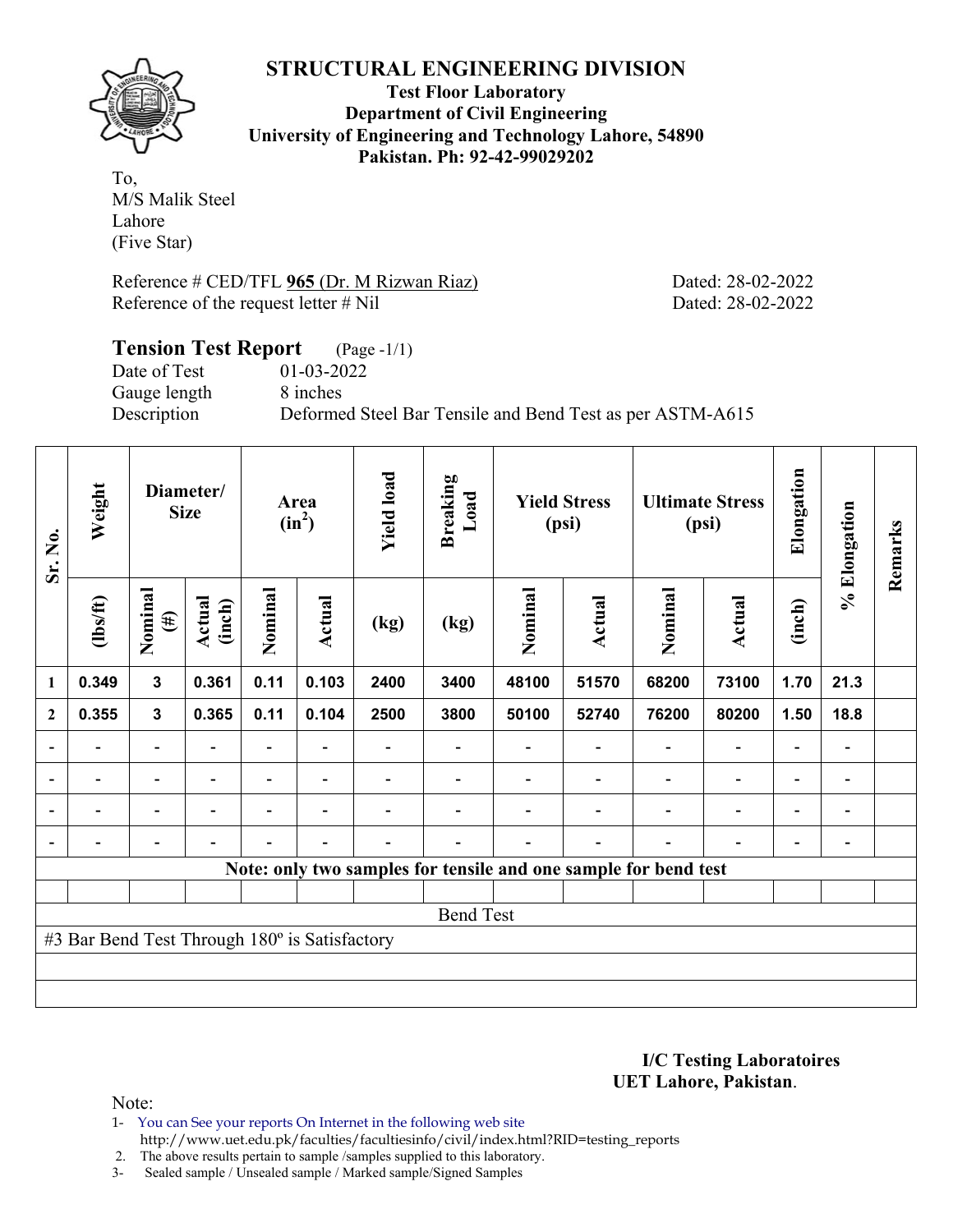# STRUCTURAL ENGINEERING DIVISION

**Test Floor Laboratory**
**Department of Civil Engineering**
**University of Engineering and Technology Lahore, 54890**
**Pakistan. Ph: 92-42-99029202**

To,
M/S Malik Steel
Lahore
(Five Star)

Reference # CED/TFL **965** (Dr. M Rizwan Riaz) Dated: 28-02-2022
Reference of the request letter # Nil Dated: 28-02-2022

## Tension Test Report (Page -1/1)

Date of Test 01-03-2022
Gauge length 8 inches
Description Deformed Steel Bar Tensile and Bend Test as per ASTM-A615

| Sr. No. | Weight | Diameter/ Size | | Area ($in^2$) | | Yield load | Breaking Load | Yield Stress (psi) | | Ultimate Stress (psi) | | Elongation | % Elongation | Remarks |
|---|---|---|---|---|---|---|---|---|---|---|---|---|---|---|
| | (lbs/ft) | Nominal (#) | Actual (inch) | Nominal | Actual | (kg) | (kg) | Nominal | Actual | Nominal | Actual | (inch) | | |
| 1 | 0.349 | 3 | 0.361 | 0.11 | 0.103 | 2400 | 3400 | 48100 | 51570 | 68200 | 73100 | 1.70 | 21.3 | |
| 2 | 0.355 | 3 | 0.365 | 0.11 | 0.104 | 2500 | 3800 | 50100 | 52740 | 76200 | 80200 | 1.50 | 18.8 | |
| - | - | - | - | - | - | - | - | - | - | - | - | - | - | |
| - | - | - | - | - | - | - | - | - | - | - | - | - | - | |
| - | - | - | - | - | - | - | - | - | - | - | - | - | - | |
| - | - | - | - | - | - | - | - | - | - | - | - | - | - | |
| Note: only two samples for tensile and one sample for bend test | | | | | | | | | | | | | | |
| Bend Test | | | | | | | | | | | | | | |
| #3 Bar Bend Test Through 180º is Satisfactory | | | | | | | | | | | | | | |

**I/C Testing Laboratoires**
**UET Lahore, Pakistan**.

Note:
1- You can See your reports On Internet in the following web site
http://www.uet.edu.pk/faculties/facultiesinfo/civil/index.html?RID=testing_reports
2. The above results pertain to sample /samples supplied to this laboratory.
3- Sealed sample / Unsealed sample / Marked sample/Signed Samples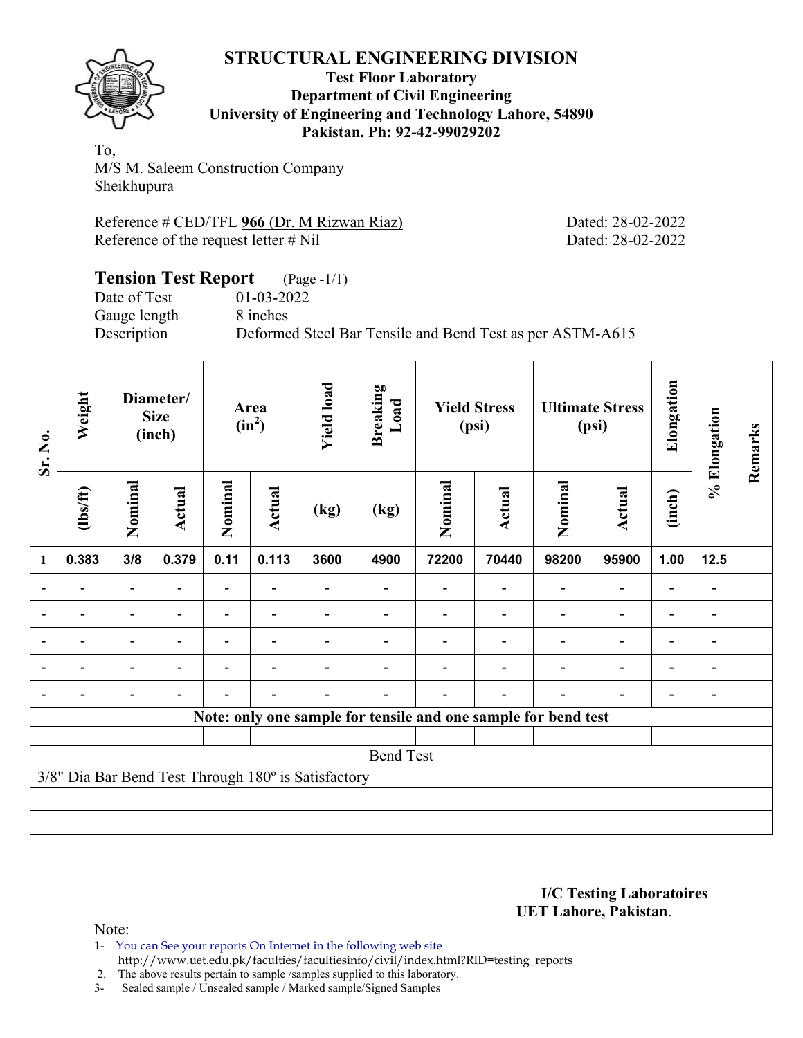# STRUCTURAL ENGINEERING DIVISION

**Test Floor Laboratory**
**Department of Civil Engineering**
**University of Engineering and Technology Lahore, 54890**
**Pakistan. Ph: 92-42-99029202**

To,
M/S M. Saleem Construction Company
Sheikhupura

Reference # CED/TFL **966** (Dr. M Rizwan Riaz) Dated: 28-02-2022
Reference of the request letter # Nil Dated: 28-02-2022

## Tension Test Report (Page -1/1)

Date of Test 01-03-2022
Gauge length 8 inches
Description Deformed Steel Bar Tensile and Bend Test as per ASTM-A615

| Sr. No. | Weight | Diameter/ Size (inch) | | Area ($in^2$) | | Yield load | Breaking Load | Yield Stress (psi) | | Ultimate Stress (psi) | | Elongation | % Elongation | Remarks |
|---|---|---|---|---|---|---|---|---|---|---|---|---|---|---|
| | (lbs/ft) | Nominal | Actual | Nominal | Actual | (kg) | (kg) | Nominal | Actual | Nominal | Actual | (inch) | | |
| **1** | **0.383** | **3/8** | **0.379** | **0.11** | **0.113** | **3600** | **4900** | **72200** | **70440** | **98200** | **95900** | **1.00** | **12.5** | |
| - | - | - | - | - | - | - | - | - | - | - | - | - | - | |
| - | - | - | - | - | - | - | - | - | - | - | - | - | - | |
| - | - | - | - | - | - | - | - | - | - | - | - | - | - | |
| - | - | - | - | - | - | - | - | - | - | - | - | - | - | |
| - | - | - | - | - | - | - | - | - | - | - | - | - | - | |
| **Note: only one sample for tensile and one sample for bend test** | | | | | | | | | | | | | | |
| | | | | | | | | | | | | | | |
| Bend Test | | | | | | | | | | | | | | |
| 3/8" Dia Bar Bend Test Through 180º is Satisfactory | | | | | | | | | | | | | | |

**I/C Testing Laboratoires**
**UET Lahore, Pakistan**.

Note:

1- You can See your reports On Internet in the following web site
http://www.uet.edu.pk/faculties/facultiesinfo/civil/index.html?RID=testing_reports
2. The above results pertain to sample /samples supplied to this laboratory.
3- Sealed sample / Unsealed sample / Marked sample/Signed Samples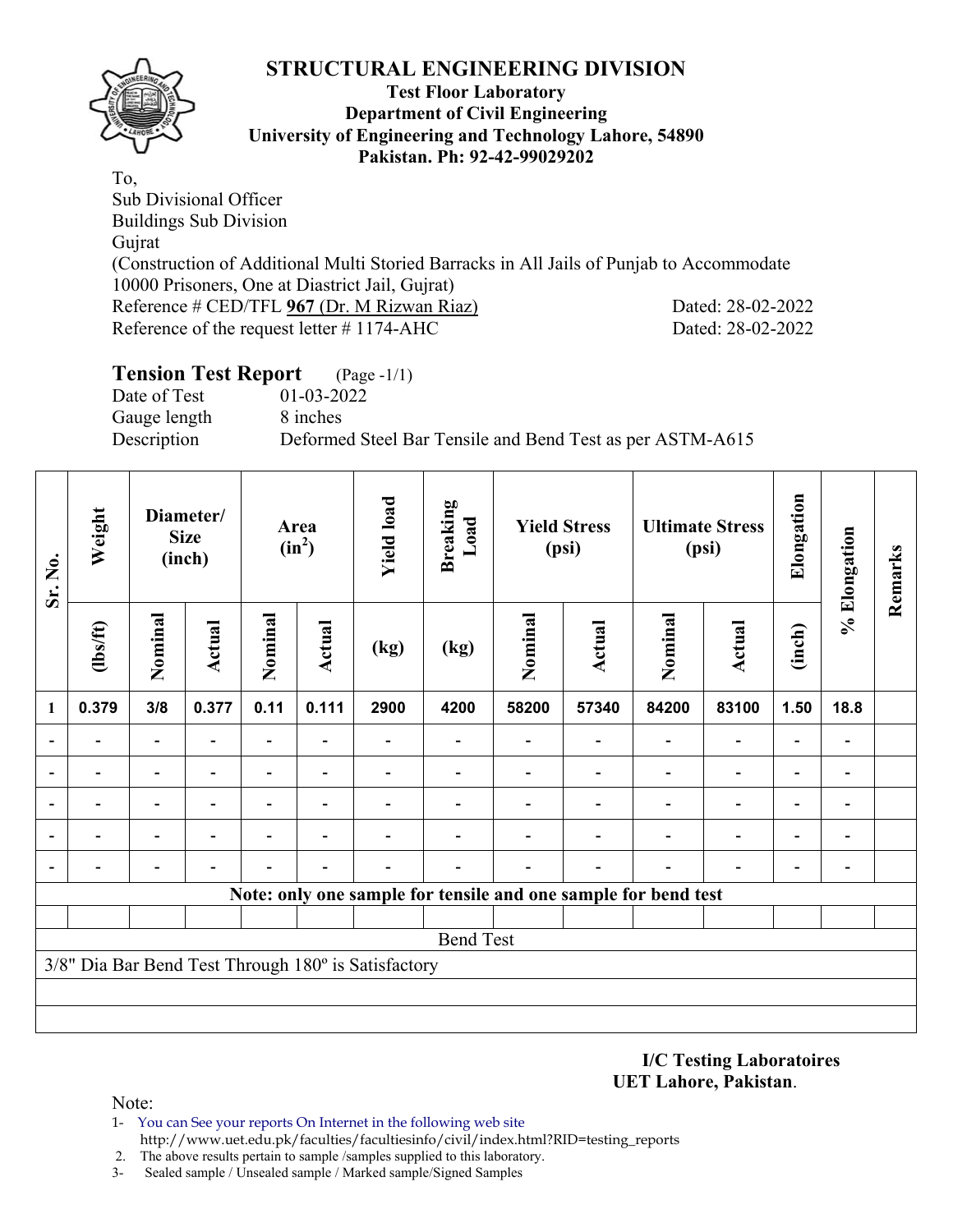# STRUCTURAL ENGINEERING DIVISION

**Test Floor Laboratory**
**Department of Civil Engineering**
**University of Engineering and Technology Lahore, 54890**
**Pakistan. Ph: 92-42-99029202**

To,
Sub Divisional Officer
Buildings Sub Division
Gujrat
(Construction of Additional Multi Storied Barracks in All Jails of Punjab to Accommodate 10000 Prisoners, One at Diastrict Jail, Gujrat)

Reference # CED/TFL **967** (Dr. M Rizwan Riaz) — Dated: 28-02-2022
Reference of the request letter # 1174-AHC — Dated: 28-02-2022

## Tension Test Report (Page -1/1)

Date of Test: 01-03-2022
Gauge length: 8 inches
Description: Deformed Steel Bar Tensile and Bend Test as per ASTM-A615

| Sr. No. | Weight | Diameter/ Size (inch) | | Area ($in^2$) | | Yield load | Breaking Load | Yield Stress (psi) | | Ultimate Stress (psi) | | Elongation | % Elongation | Remarks |
|---|---|---|---|---|---|---|---|---|---|---|---|---|---|---|
| | (lbs/ft) | Nominal | Actual | Nominal | Actual | (kg) | (kg) | Nominal | Actual | Nominal | Actual | (inch) | | |
| 1 | 0.379 | 3/8 | 0.377 | 0.11 | 0.111 | 2900 | 4200 | 58200 | 57340 | 84200 | 83100 | 1.50 | 18.8 | |
| - | - | - | - | - | - | - | - | - | - | - | - | - | - | |
| - | - | - | - | - | - | - | - | - | - | - | - | - | - | |
| - | - | - | - | - | - | - | - | - | - | - | - | - | - | |
| - | - | - | - | - | - | - | - | - | - | - | - | - | - | |
| - | - | - | - | - | - | - | - | - | - | - | - | - | - | |

**Note: only one sample for tensile and one sample for bend test**

Bend Test

3/8" Dia Bar Bend Test Through 180º is Satisfactory

**I/C Testing Laboratoires**
**UET Lahore, Pakistan**.

Note:
1- You can See your reports On Internet in the following web site
http://www.uet.edu.pk/faculties/facultiesinfo/civil/index.html?RID=testing_reports
2. The above results pertain to sample /samples supplied to this laboratory.
3- Sealed sample / Unsealed sample / Marked sample/Signed Samples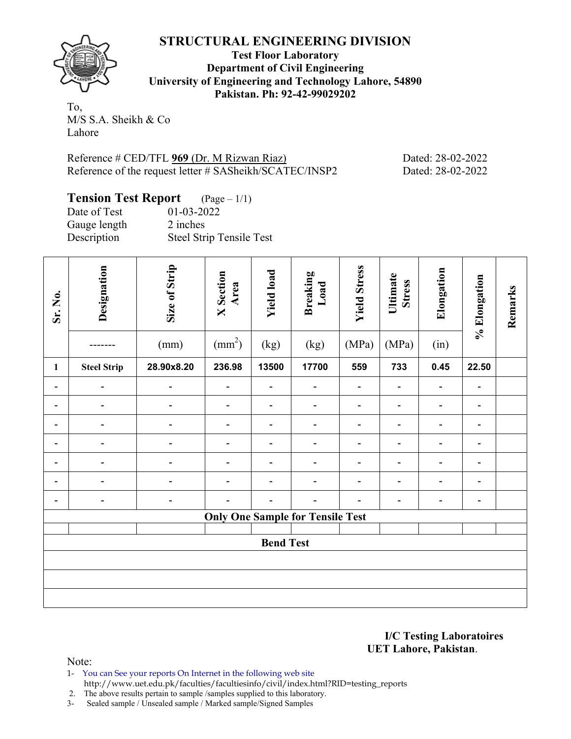# STRUCTURAL ENGINEERING DIVISION

**Test Floor Laboratory**
**Department of Civil Engineering**
**University of Engineering and Technology Lahore, 54890**
**Pakistan. Ph: 92-42-99029202**

To,
M/S S.A. Sheikh & Co
Lahore

Reference # CED/TFL **969** (Dr. M Rizwan Riaz) Dated: 28-02-2022
Reference of the request letter # SASheikh/SCATEC/INSP2 Dated: 28-02-2022

## Tension Test Report (Page – 1/1)

Date of Test 01-03-2022
Gauge length 2 inches
Description Steel Strip Tensile Test

| Sr. No. | Designation | Size of Strip | X Section Area | Yield load | Breaking Load | Yield Stress | Ultimate Stress | Elongation | % Elongation | Remarks |
|---|---|---|---|---|---|---|---|---|---|---|
| | ------- | (mm) | ($mm^2$) | (kg) | (kg) | (MPa) | (MPa) | (in) | | |
| **1** | **Steel Strip** | **28.90x8.20** | **236.98** | **13500** | **17700** | **559** | **733** | **0.45** | **22.50** | |
| - | - | - | - | - | - | - | - | - | - | |
| - | - | - | - | - | - | - | - | - | - | |
| - | - | - | - | - | - | - | - | - | - | |
| - | - | - | - | - | - | - | - | - | - | |
| - | - | - | - | - | - | - | - | - | - | |
| - | - | - | - | - | - | - | - | - | - | |
| - | - | - | - | - | - | - | - | - | - | |
| **Only One Sample for Tensile Test** | | | | | | | | | | |
| | | | | | | | | | | |
| **Bend Test** | | | | | | | | | | |
| | | | | | | | | | | |
| | | | | | | | | | | |
| | | | | | | | | | | |

**I/C Testing Laboratoires**
**UET Lahore, Pakistan**.

Note:
1- You can See your reports On Internet in the following web site
http://www.uet.edu.pk/faculties/facultiesinfo/civil/index.html?RID=testing_reports
2. The above results pertain to sample /samples supplied to this laboratory.
3- Sealed sample / Unsealed sample / Marked sample/Signed Samples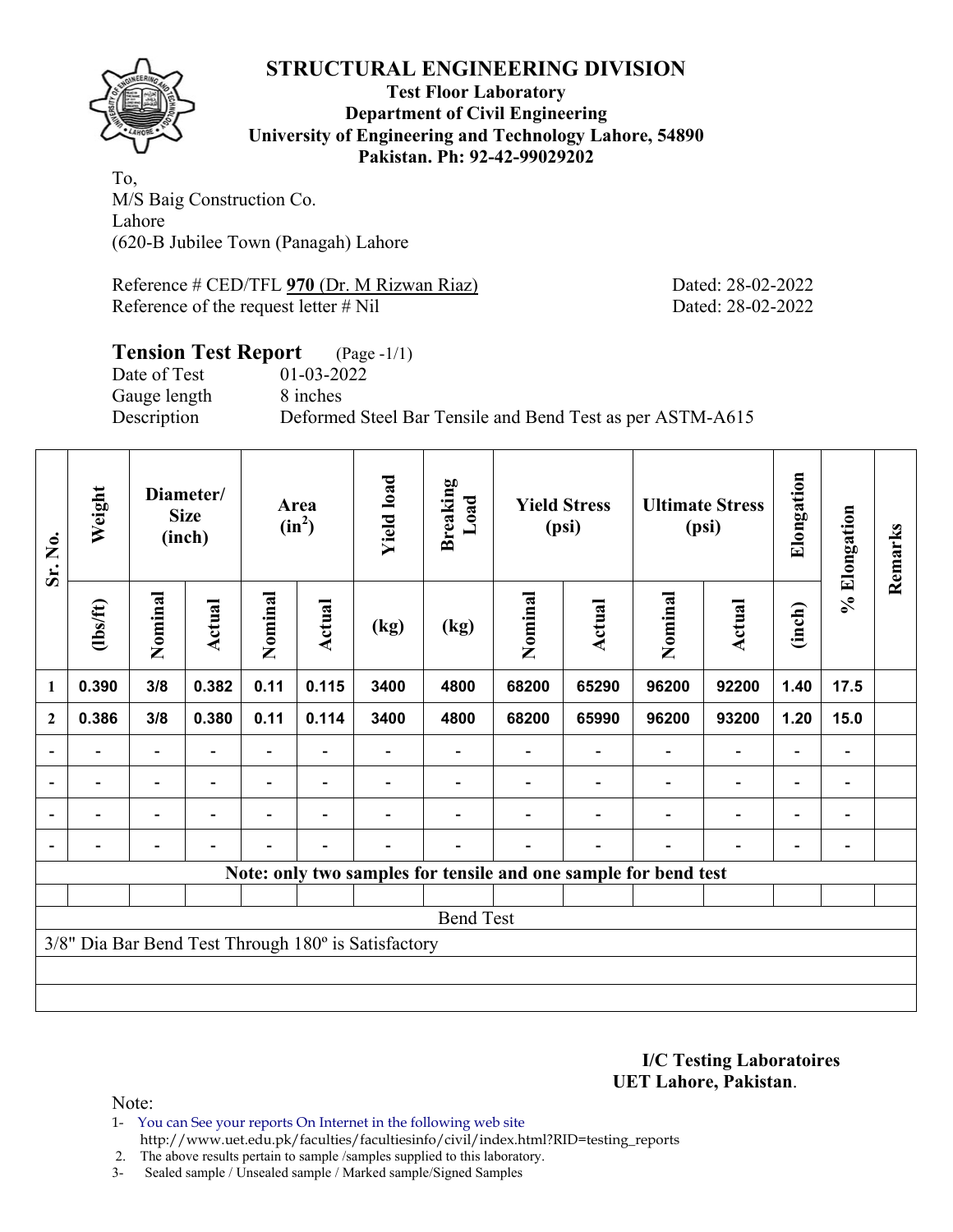# STRUCTURAL ENGINEERING DIVISION

**Test Floor Laboratory**
**Department of Civil Engineering**
**University of Engineering and Technology Lahore, 54890**
**Pakistan. Ph: 92-42-99029202**

To,
M/S Baig Construction Co.
Lahore
(620-B Jubilee Town (Panagah) Lahore

Reference # CED/TFL **970** (Dr. M Rizwan Riaz) Dated: 28-02-2022
Reference of the request letter # Nil Dated: 28-02-2022

## Tension Test Report (Page -1/1)

Date of Test 01-03-2022
Gauge length 8 inches
Description Deformed Steel Bar Tensile and Bend Test as per ASTM-A615

| Sr. No. | Weight | Diameter/ Size (inch) | | Area ($in^2$) | | Yield load | Breaking Load | Yield Stress (psi) | | Ultimate Stress (psi) | | Elongation | % Elongation | Remarks |
|---|---|---|---|---|---|---|---|---|---|---|---|---|---|---|
| | (lbs/ft) | Nominal | Actual | Nominal | Actual | (kg) | (kg) | Nominal | Actual | Nominal | Actual | (inch) | | |
| 1 | 0.390 | 3/8 | 0.382 | 0.11 | 0.115 | 3400 | 4800 | 68200 | 65290 | 96200 | 92200 | 1.40 | 17.5 | |
| 2 | 0.386 | 3/8 | 0.380 | 0.11 | 0.114 | 3400 | 4800 | 68200 | 65990 | 96200 | 93200 | 1.20 | 15.0 | |
| - | - | - | - | - | - | - | - | - | - | - | - | - | - | |
| - | - | - | - | - | - | - | - | - | - | - | - | - | - | |
| - | - | - | - | - | - | - | - | - | - | - | - | - | - | |
| - | - | - | - | - | - | - | - | - | - | - | - | - | - | |
| **Note: only two samples for tensile and one sample for bend test** | | | | | | | | | | | | | | |
| | | | | | | | | | | | | | | |
| Bend Test | | | | | | | | | | | | | | |
| 3/8" Dia Bar Bend Test Through 180º is Satisfactory | | | | | | | | | | | | | | |

**I/C Testing Laboratoires**
**UET Lahore, Pakistan**.

Note:

1- You can See your reports On Internet in the following web site
http://www.uet.edu.pk/faculties/facultiesinfo/civil/index.html?RID=testing_reports
2. The above results pertain to sample /samples supplied to this laboratory.
3- Sealed sample / Unsealed sample / Marked sample/Signed Samples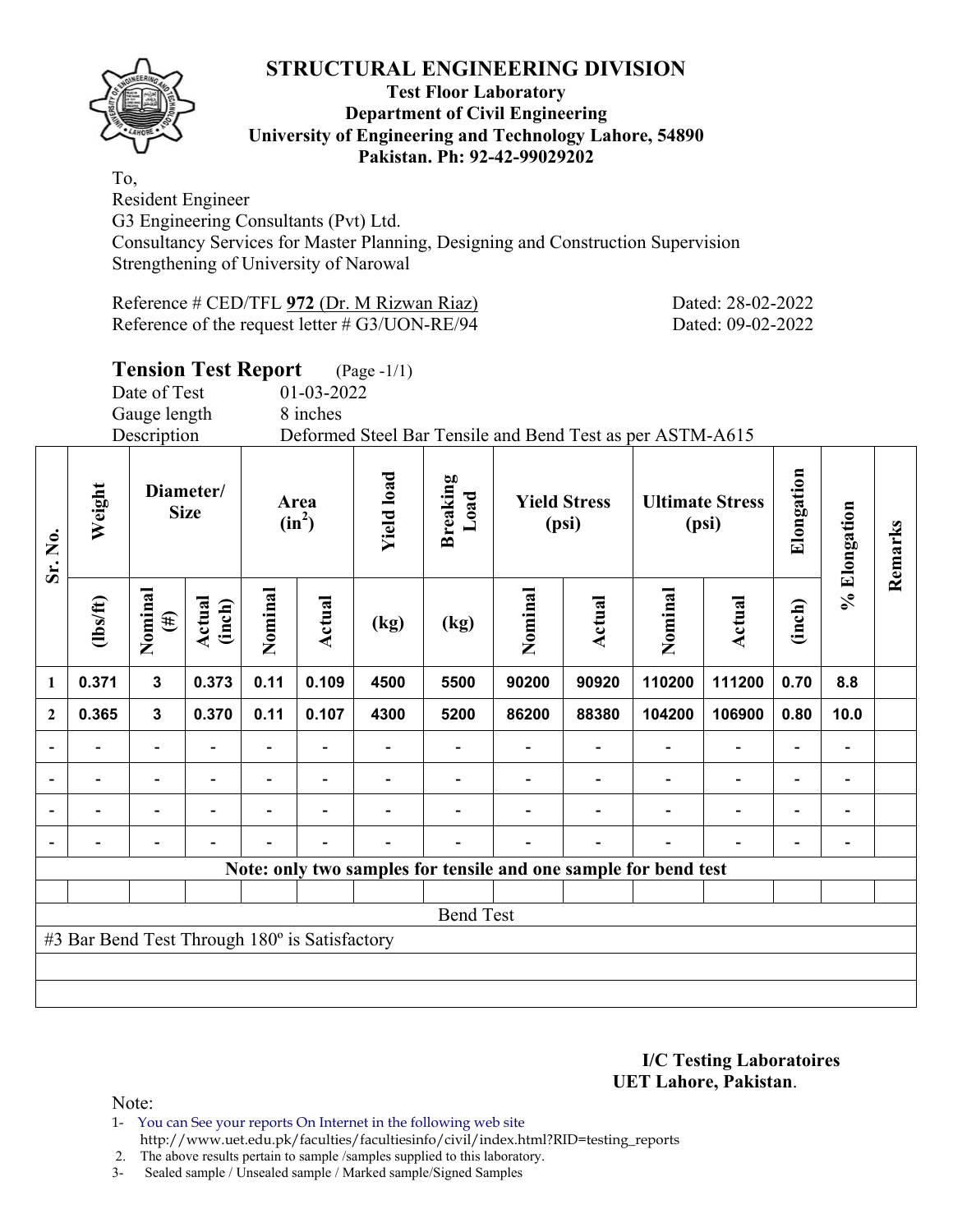# STRUCTURAL ENGINEERING DIVISION

**Test Floor Laboratory**
**Department of Civil Engineering**
**University of Engineering and Technology Lahore, 54890**
**Pakistan. Ph: 92-42-99029202**

To,
Resident Engineer
G3 Engineering Consultants (Pvt) Ltd.
Consultancy Services for Master Planning, Designing and Construction Supervision
Strengthening of University of Narowal

Reference # CED/TFL **972** (Dr. M Rizwan Riaz) Dated: 28-02-2022
Reference of the request letter # G3/UON-RE/94 Dated: 09-02-2022

## Tension Test Report (Page -1/1)

Date of Test 01-03-2022
Gauge length 8 inches
Description Deformed Steel Bar Tensile and Bend Test as per ASTM-A615

| Sr. No. | Weight | Diameter/ Size | | Area ($in^2$) | | Yield load | Breaking Load | Yield Stress (psi) | | Ultimate Stress (psi) | | Elongation | % Elongation | Remarks |
|---|---|---|---|---|---|---|---|---|---|---|---|---|---|---|
| | (lbs/ft) | Nominal (#) | Actual (inch) | Nominal | Actual | (kg) | (kg) | Nominal | Actual | Nominal | Actual | (inch) | | |
| 1 | 0.371 | 3 | 0.373 | 0.11 | 0.109 | 4500 | 5500 | 90200 | 90920 | 110200 | 111200 | 0.70 | 8.8 | |
| 2 | 0.365 | 3 | 0.370 | 0.11 | 0.107 | 4300 | 5200 | 86200 | 88380 | 104200 | 106900 | 0.80 | 10.0 | |
| - | - | - | - | - | - | - | - | - | - | - | - | - | - | |
| - | - | - | - | - | - | - | - | - | - | - | - | - | - | |
| - | - | - | - | - | - | - | - | - | - | - | - | - | - | |
| - | - | - | - | - | - | - | - | - | - | - | - | - | - | |
| **Note: only two samples for tensile and one sample for bend test** | | | | | | | | | | | | | | |
| Bend Test | | | | | | | | | | | | | | |
| #3 Bar Bend Test Through 180º is Satisfactory | | | | | | | | | | | | | | |

**I/C Testing Laboratoires**
**UET Lahore, Pakistan**.

Note:

1- You can See your reports On Internet in the following web site
http://www.uet.edu.pk/faculties/facultiesinfo/civil/index.html?RID=testing_reports
2. The above results pertain to sample /samples supplied to this laboratory.
3- Sealed sample / Unsealed sample / Marked sample/Signed Samples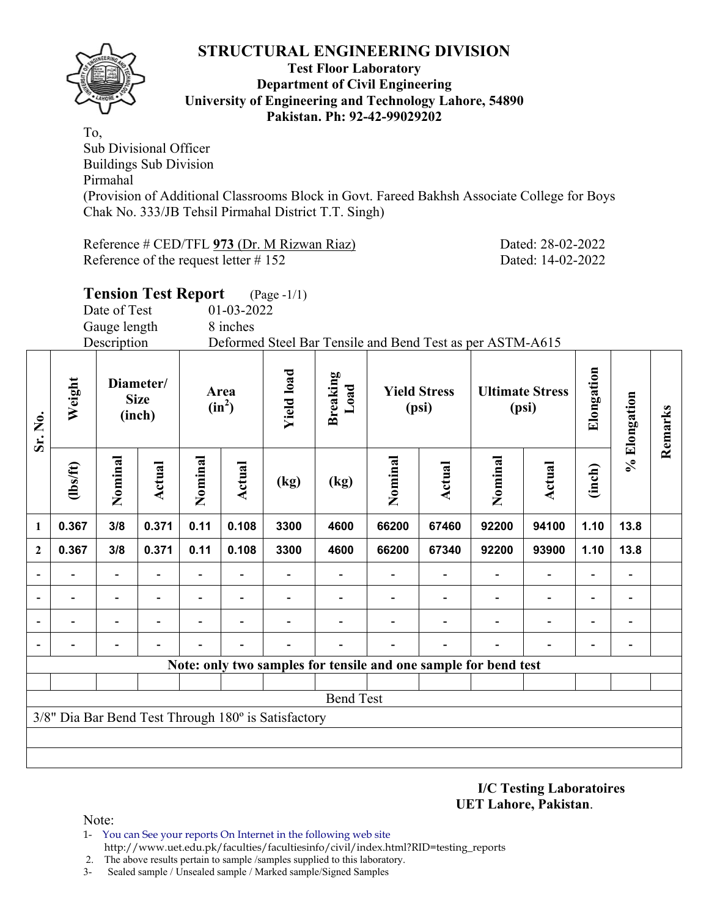# STRUCTURAL ENGINEERING DIVISION

**Test Floor Laboratory**
**Department of Civil Engineering**
**University of Engineering and Technology Lahore, 54890**
**Pakistan. Ph: 92-42-99029202**

To,
Sub Divisional Officer
Buildings Sub Division
Pirmahal
(Provision of Additional Classrooms Block in Govt. Fareed Bakhsh Associate College for Boys Chak No. 333/JB Tehsil Pirmahal District T.T. Singh)

Reference # CED/TFL **973** (Dr. M Rizwan Riaz) Dated: 28-02-2022
Reference of the request letter # 152 Dated: 14-02-2022

## Tension Test Report (Page -1/1)

Date of Test 01-03-2022
Gauge length 8 inches
Description Deformed Steel Bar Tensile and Bend Test as per ASTM-A615

| Sr. No. | Weight | Diameter/ Size (inch) | | Area ($in^2$) | | Yield load | Breaking Load | Yield Stress (psi) | | Ultimate Stress (psi) | | Elongation | % Elongation | Remarks |
|---|---|---|---|---|---|---|---|---|---|---|---|---|---|---|
| | (lbs/ft) | Nominal | Actual | Nominal | Actual | (kg) | (kg) | Nominal | Actual | Nominal | Actual | (inch) | | |
| 1 | 0.367 | 3/8 | 0.371 | 0.11 | 0.108 | 3300 | 4600 | 66200 | 67460 | 92200 | 94100 | 1.10 | 13.8 | |
| 2 | 0.367 | 3/8 | 0.371 | 0.11 | 0.108 | 3300 | 4600 | 66200 | 67340 | 92200 | 93900 | 1.10 | 13.8 | |
| - | - | - | - | - | - | - | - | - | - | - | - | - | - | |
| - | - | - | - | - | - | - | - | - | - | - | - | - | - | |
| - | - | - | - | - | - | - | - | - | - | - | - | - | - | |
| - | - | - | - | - | - | - | - | - | - | - | - | - | - | |
| **Note: only two samples for tensile and one sample for bend test** | | | | | | | | | | | | | | |
| | | | | | | | | | | | | | | |
| Bend Test | | | | | | | | | | | | | | |
| 3/8" Dia Bar Bend Test Through 180º is Satisfactory | | | | | | | | | | | | | | |

**I/C Testing Laboratoires**
**UET Lahore, Pakistan**.

Note:
1- You can See your reports On Internet in the following web site
http://www.uet.edu.pk/faculties/facultiesinfo/civil/index.html?RID=testing_reports
2. The above results pertain to sample /samples supplied to this laboratory.
3- Sealed sample / Unsealed sample / Marked sample/Signed Samples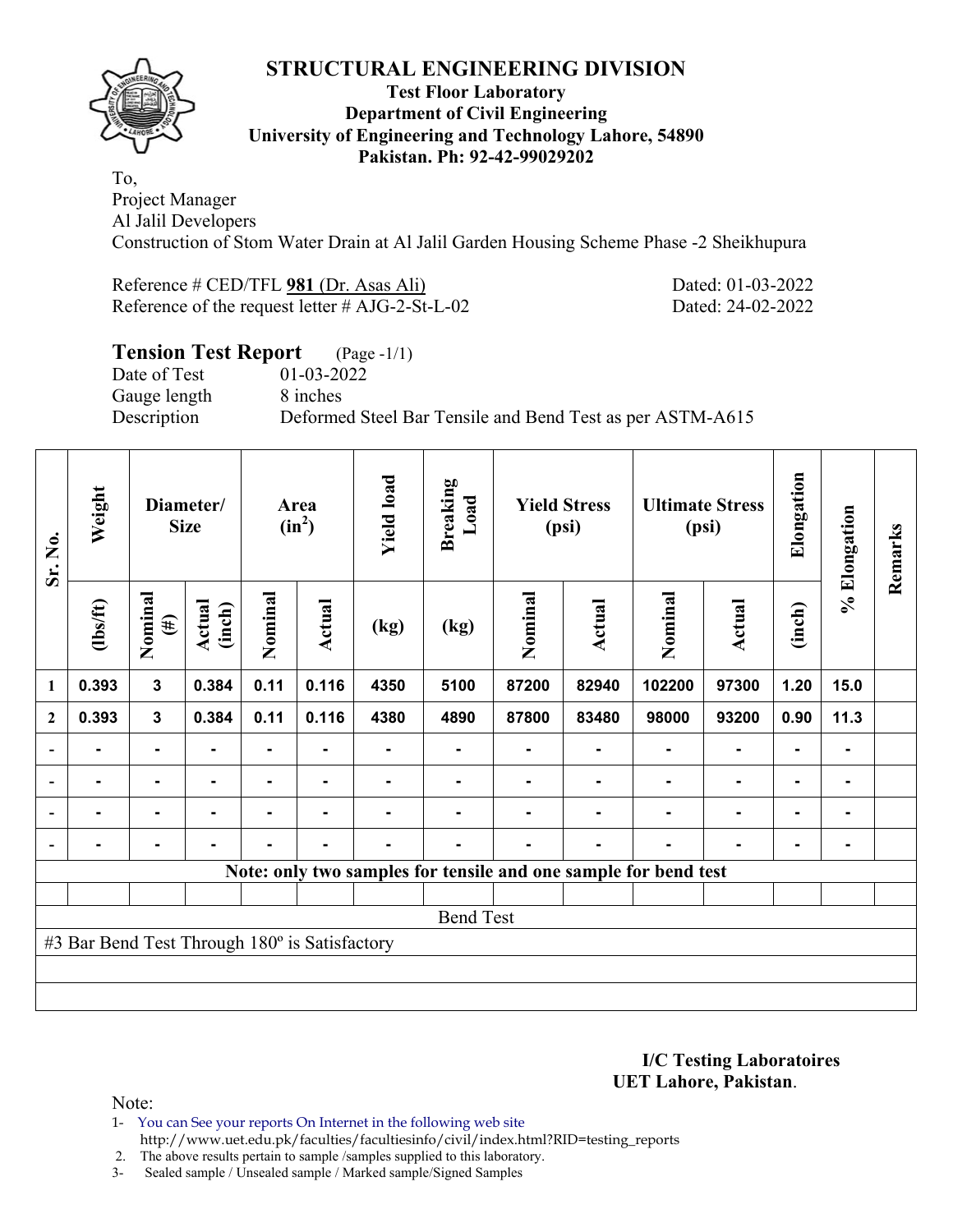# STRUCTURAL ENGINEERING DIVISION

**Test Floor Laboratory**
**Department of Civil Engineering**
**University of Engineering and Technology Lahore, 54890**
**Pakistan. Ph: 92-42-99029202**

To,
Project Manager
Al Jalil Developers
Construction of Stom Water Drain at Al Jalil Garden Housing Scheme Phase -2 Sheikhupura

Reference # CED/TFL **981** (Dr. Asas Ali) Dated: 01-03-2022
Reference of the request letter # AJG-2-St-L-02 Dated: 24-02-2022

## Tension Test Report (Page -1/1)

Date of Test 01-03-2022
Gauge length 8 inches
Description Deformed Steel Bar Tensile and Bend Test as per ASTM-A615

| Sr. No. | Weight | Diameter/ Size | | Area ($in^2$) | | Yield load | Breaking Load | Yield Stress (psi) | | Ultimate Stress (psi) | | Elongation | % Elongation | Remarks |
|---|---|---|---|---|---|---|---|---|---|---|---|---|---|---|
| | (lbs/ft) | Nominal (#) | Actual (inch) | Nominal | Actual | (kg) | (kg) | Nominal | Actual | Nominal | Actual | (inch) | | |
| 1 | 0.393 | 3 | 0.384 | 0.11 | 0.116 | 4350 | 5100 | 87200 | 82940 | 102200 | 97300 | 1.20 | 15.0 | |
| 2 | 0.393 | 3 | 0.384 | 0.11 | 0.116 | 4380 | 4890 | 87800 | 83480 | 98000 | 93200 | 0.90 | 11.3 | |
| - | - | - | - | - | - | - | - | - | - | - | - | - | - | |
| - | - | - | - | - | - | - | - | - | - | - | - | - | - | |
| - | - | - | - | - | - | - | - | - | - | - | - | - | - | |
| - | - | - | - | - | - | - | - | - | - | - | - | - | - | |

**Note: only two samples for tensile and one sample for bend test**

Bend Test

#3 Bar Bend Test Through 180º is Satisfactory

**I/C Testing Laboratoires**
**UET Lahore, Pakistan**.

Note:
1- You can See your reports On Internet in the following web site
http://www.uet.edu.pk/faculties/facultiesinfo/civil/index.html?RID=testing_reports
2. The above results pertain to sample /samples supplied to this laboratory.
3- Sealed sample / Unsealed sample / Marked sample/Signed Samples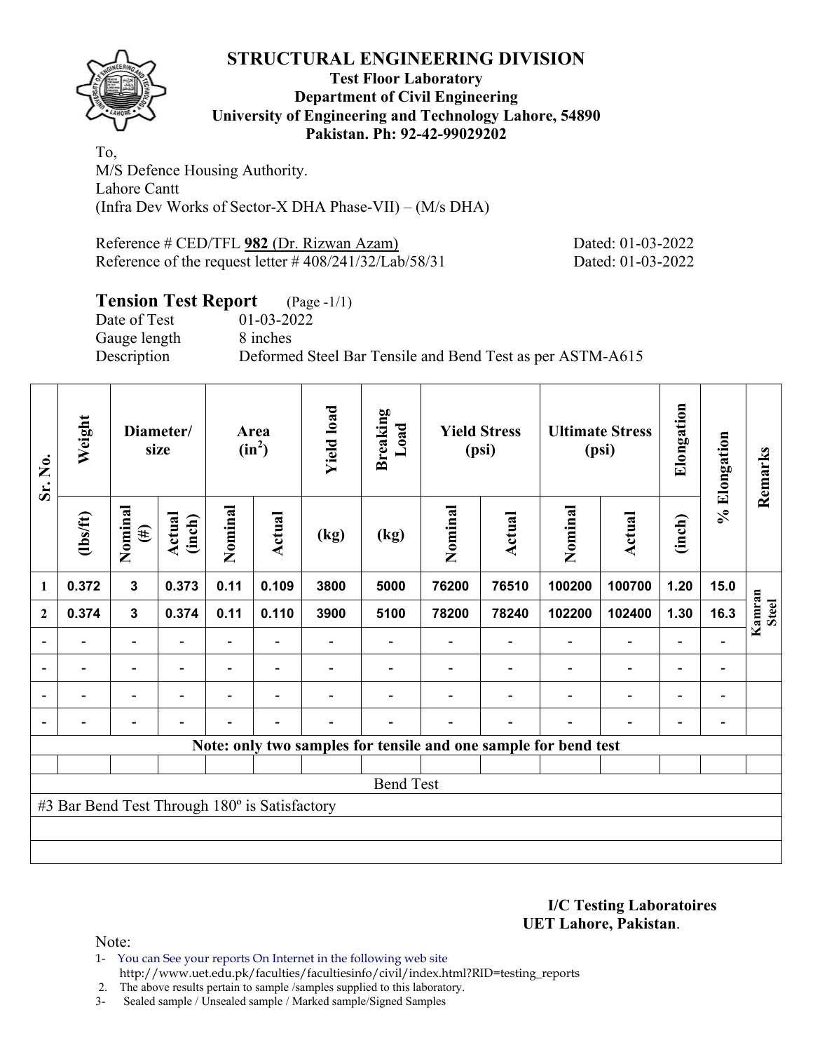# STRUCTURAL ENGINEERING DIVISION

**Test Floor Laboratory**
**Department of Civil Engineering**
**University of Engineering and Technology Lahore, 54890**
**Pakistan. Ph: 92-42-99029202**

To,
M/S Defence Housing Authority.
Lahore Cantt
(Infra Dev Works of Sector-X DHA Phase-VII) – (M/s DHA)

Reference # CED/TFL **982** (Dr. Rizwan Azam) Dated: 01-03-2022
Reference of the request letter # 408/241/32/Lab/58/31 Dated: 01-03-2022

## Tension Test Report (Page -1/1)

Date of Test 01-03-2022
Gauge length 8 inches
Description Deformed Steel Bar Tensile and Bend Test as per ASTM-A615

| Sr. No. | Weight | Diameter/ size | | Area ($in^2$) | | Yield load | Breaking Load | Yield Stress (psi) | | Ultimate Stress (psi) | | Elongation | % Elongation | Remarks |
|---|---|---|---|---|---|---|---|---|---|---|---|---|---|---|
| | (lbs/ft) | Nominal (#) | Actual (inch) | Nominal | Actual | (kg) | (kg) | Nominal | Actual | Nominal | Actual | (inch) | | |
| 1 | 0.372 | 3 | 0.373 | 0.11 | 0.109 | 3800 | 5000 | 76200 | 76510 | 100200 | 100700 | 1.20 | 15.0 | Kamran Steel |
| 2 | 0.374 | 3 | 0.374 | 0.11 | 0.110 | 3900 | 5100 | 78200 | 78240 | 102200 | 102400 | 1.30 | 16.3 | |
| - | - | - | - | - | - | - | - | - | - | - | - | - | - | |
| - | - | - | - | - | - | - | - | - | - | - | - | - | - | |
| - | - | - | - | - | - | - | - | - | - | - | - | - | - | |
| - | - | - | - | - | - | - | - | - | - | - | - | - | - | |
| Note: only two samples for tensile and one sample for bend test | | | | | | | | | | | | | | |
| Bend Test | | | | | | | | | | | | | | |
| #3 Bar Bend Test Through 180º is Satisfactory | | | | | | | | | | | | | | |

**I/C Testing Laboratoires**
**UET Lahore, Pakistan**.

Note:
1- You can See your reports On Internet in the following web site
http://www.uet.edu.pk/faculties/facultiesinfo/civil/index.html?RID=testing_reports
2. The above results pertain to sample /samples supplied to this laboratory.
3- Sealed sample / Unsealed sample / Marked sample/Signed Samples